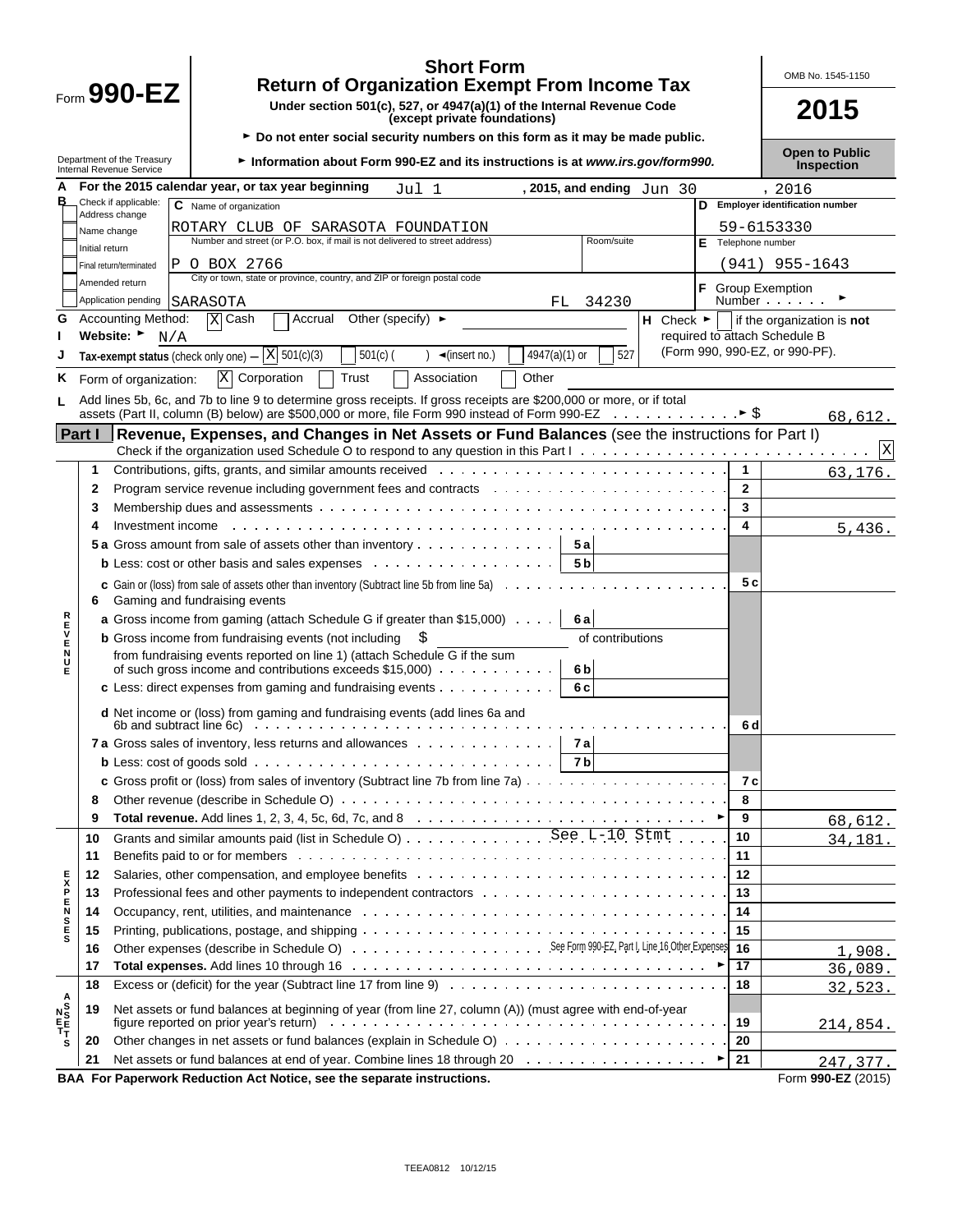# Form 990-EZ

## Short Form
## Return of Organization Exempt From Income Tax

**Under section 501(c), 527, or 4947(a)(1) of the Internal Revenue Code (except private foundations)**

► Do not enter social security numbers on this form as it may be made public.

► Information about Form 990-EZ and its instructions is at *www.irs.gov/form990.*

Department of the Treasury
Internal Revenue Service

OMB No. 1545-1150

**2015**

**Open to Public Inspection**

**A** For the 2015 calendar year, or tax year beginning Jul 1 , 2015, and ending Jun 30 , 2016

**B** Check if applicable:
- Address change
- Name change
- Initial return
- Final return/terminated
- Amended return
- Application pending

**C** Name of organization: ROTARY CLUB OF SARASOTA FOUNDATION

Number and street (or P.O. box, if mail is not delivered to street address): P O BOX 2766 Room/suite:

City or town, state or province, country, and ZIP or foreign postal code: SARASOTA FL 34230

**D** Employer identification number: 59-6153330

**E** Telephone number: (941) 955-1643

**F** Group Exemption Number ►

**G** Accounting Method: [X] Cash [ ] Accrual Other (specify) ►

**H** Check ► [ ] if the organization is **not** required to attach Schedule B (Form 990, 990-EZ, or 990-PF).

**I** Website: ► N/A

**J** Tax-exempt status (check only one) — [X] 501(c)(3) [ ] 501(c) ( ) ◄(insert no.) [ ] 4947(a)(1) or [ ] 527

**K** Form of organization: [X] Corporation [ ] Trust [ ] Association [ ] Other

**L** Add lines 5b, 6c, and 7b to line 9 to determine gross receipts. If gross receipts are $200,000 or more, or if total assets (Part II, column (B) below) are $500,000 or more, file Form 990 instead of Form 990-EZ ► $ 68,612.

## Part I Revenue, Expenses, and Changes in Net Assets or Fund Balances (see the instructions for Part I)

Check if the organization used Schedule O to respond to any question in this Part I [X]

| Section | Line | Description | Sub-line | Sub-amount | Line | Amount |
|---|---|---|---|---|---|---|
| REVENUE | 1 | Contributions, gifts, grants, and similar amounts received | | | 1 | 63,176. |
| | 2 | Program service revenue including government fees and contracts | | | 2 | |
| | 3 | Membership dues and assessments | | | 3 | |
| | 4 | Investment income | | | 4 | 5,436. |
| | 5a | Gross amount from sale of assets other than inventory | 5a | | | |
| | b | Less: cost or other basis and sales expenses | 5b | | | |
| | c | Gain or (loss) from sale of assets other than inventory (Subtract line 5b from line 5a) | | | 5c | |
| | 6 | Gaming and fundraising events | | | | |
| | a | Gross income from gaming (attach Schedule G if greater than $15,000) | 6a | | | |
| | b | Gross income from fundraising events (not including $ of contributions from fundraising events reported on line 1) (attach Schedule G if the sum of such gross income and contributions exceeds $15,000) | 6b | | | |
| | c | Less: direct expenses from gaming and fundraising events | 6c | | | |
| | d | Net income or (loss) from gaming and fundraising events (add lines 6a and 6b and subtract line 6c) | | | 6d | |
| | 7a | Gross sales of inventory, less returns and allowances | 7a | | | |
| | b | Less: cost of goods sold | 7b | | | |
| | c | Gross profit or (loss) from sales of inventory (Subtract line 7b from line 7a) | | | 7c | |
| | 8 | Other revenue (describe in Schedule O) | | | 8 | |
| | 9 | **Total revenue.** Add lines 1, 2, 3, 4, 5c, 6d, 7c, and 8 ► | | | 9 | 68,612. |
| EXPENSES | 10 | Grants and similar amounts paid (list in Schedule O) See L-10 Stmt | | | 10 | 34,181. |
| | 11 | Benefits paid to or for members | | | 11 | |
| | 12 | Salaries, other compensation, and employee benefits | | | 12 | |
| | 13 | Professional fees and other payments to independent contractors | | | 13 | |
| | 14 | Occupancy, rent, utilities, and maintenance | | | 14 | |
| | 15 | Printing, publications, postage, and shipping | | | 15 | |
| | 16 | Other expenses (describe in Schedule O) See Form 990-EZ, Part I, Line 16 Other Expenses | | | 16 | 1,908. |
| | 17 | **Total expenses.** Add lines 10 through 16 ► | | | 17 | 36,089. |
| NET ASSETS | 18 | Excess or (deficit) for the year (Subtract line 17 from line 9) | | | 18 | 32,523. |
| | 19 | Net assets or fund balances at beginning of year (from line 27, column (A)) (must agree with end-of-year figure reported on prior year's return) | | | 19 | 214,854. |
| | 20 | Other changes in net assets or fund balances (explain in Schedule O) | | | 20 | |
| | 21 | Net assets or fund balances at end of year. Combine lines 18 through 20 ► | | | 21 | 247,377. |

**BAA For Paperwork Reduction Act Notice, see the separate instructions.** Form **990-EZ** (2015)

TEEA0812 10/12/15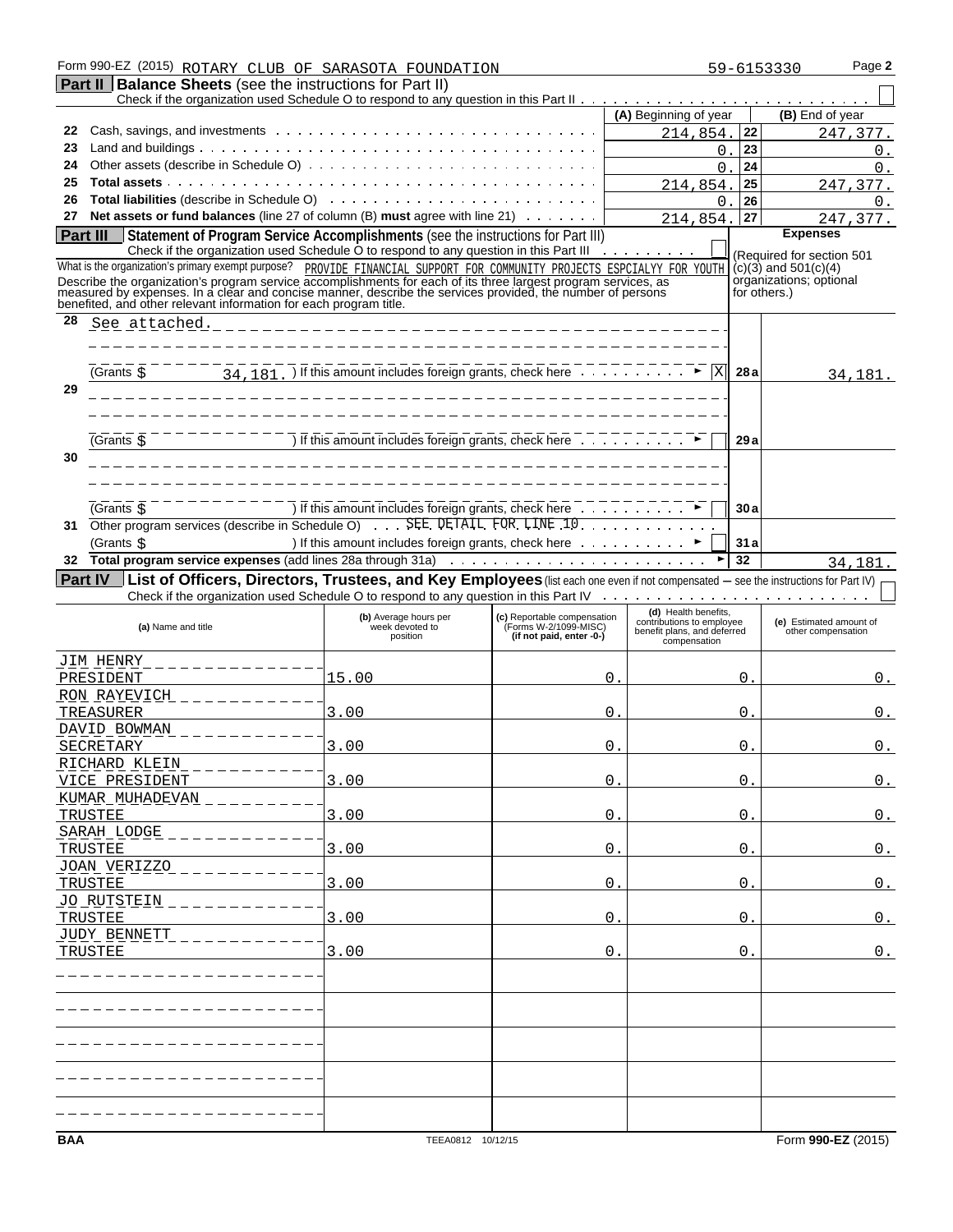Form 990-EZ (2015) ROTARY CLUB OF SARASOTA FOUNDATION 59-6153330

## Part II Balance Sheets (see the instructions for Part II)

Check if the organization used Schedule O to respond to any question in this Part II

| | | (A) Beginning of year | | (B) End of year |
|---|---|---|---|---|
| 22 | Cash, savings, and investments | 214,854. | 22 | 247,377. |
| 23 | Land and buildings | 0. | 23 | 0. |
| 24 | Other assets (describe in Schedule O) | 0. | 24 | 0. |
| 25 | **Total assets** | 214,854. | 25 | 247,377. |
| 26 | **Total liabilities** (describe in Schedule O) | 0. | 26 | 0. |
| 27 | **Net assets or fund balances** (line 27 of column (B) **must** agree with line 21) | 214,854. | 27 | 247,377. |

## Part III Statement of Program Service Accomplishments (see the instructions for Part III)

Check if the organization used Schedule O to respond to any question in this Part III

**Expenses** (Required for section 501(c)(3) and 501(c)(4) organizations; optional for others.)

What is the organization's primary exempt purpose? PROVIDE FINANCIAL SUPPORT FOR COMMUNITY PROJECTS ESPCIALYY FOR YOUTH

Describe the organization's program service accomplishments for each of its three largest program services, as measured by expenses. In a clear and concise manner, describe the services provided, the number of persons benefited, and other relevant information for each program title.

| | | | |
|---|---|---|---|
| 28 | See attached. (Grants $ 34,181. ) If this amount includes foreign grants, check here ► [X] | 28a | 34,181. |
| 29 | (Grants $ ) If this amount includes foreign grants, check here ► [ ] | 29a | |
| 30 | (Grants $ ) If this amount includes foreign grants, check here ► [ ] | 30a | |
| 31 | Other program services (describe in Schedule O) SEE DETAIL FOR LINE 10 (Grants $ ) If this amount includes foreign grants, check here ► [ ] | 31a | |
| 32 | **Total program service expenses** (add lines 28a through 31a) ► | 32 | 34,181. |

## Part IV List of Officers, Directors, Trustees, and Key Employees (list each one even if not compensated — see the instructions for Part IV)

Check if the organization used Schedule O to respond to any question in this Part IV

| (a) Name and title | (b) Average hours per week devoted to position | (c) Reportable compensation (Forms W-2/1099-MISC) (if not paid, enter -0-) | (d) Health benefits, contributions to employee benefit plans, and deferred compensation | (e) Estimated amount of other compensation |
|---|---|---|---|---|
| JIM HENRY<br>PRESIDENT | 15.00 | 0. | 0. | 0. |
| RON RAYEVICH<br>TREASURER | 3.00 | 0. | 0. | 0. |
| DAVID BOWMAN<br>SECRETARY | 3.00 | 0. | 0. | 0. |
| RICHARD KLEIN<br>VICE PRESIDENT | 3.00 | 0. | 0. | 0. |
| KUMAR MUHADEVAN<br>TRUSTEE | 3.00 | 0. | 0. | 0. |
| SARAH LODGE<br>TRUSTEE | 3.00 | 0. | 0. | 0. |
| JOAN VERIZZO<br>TRUSTEE | 3.00 | 0. | 0. | 0. |
| JO RUTSTEIN<br>TRUSTEE | 3.00 | 0. | 0. | 0. |
| JUDY BENNETT<br>TRUSTEE | 3.00 | 0. | 0. | 0. |
| | | | | |
| | | | | |
| | | | | |
| | | | | |
| | | | | |

BAA TEEA0812 10/12/15 Form **990-EZ** (2015)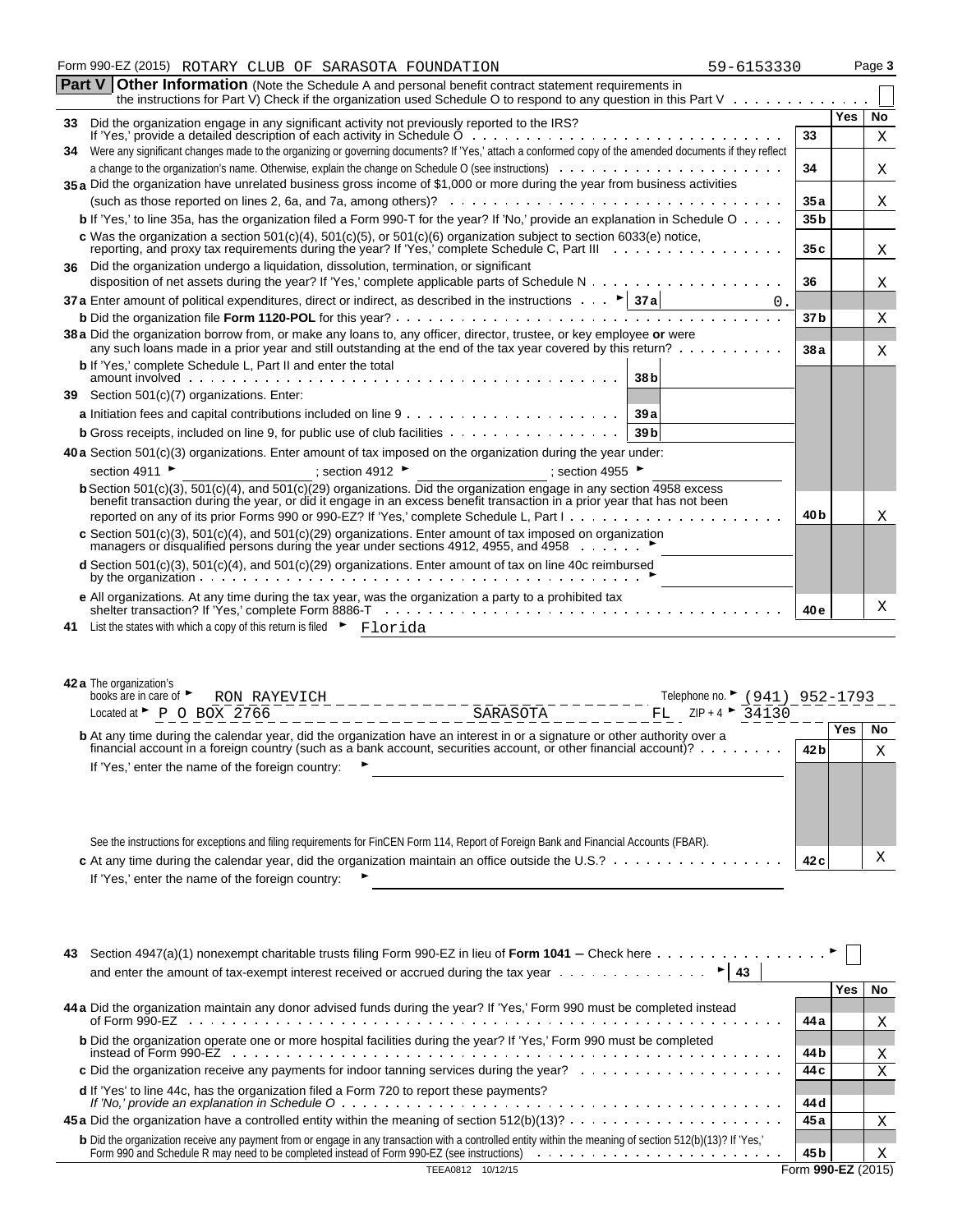Form 990-EZ (2015) ROTARY CLUB OF SARASOTA FOUNDATION 59-6153330 Page 3

**Part V** **Other Information** (Note the Schedule A and personal benefit contract statement requirements in the instructions for Part V) Check if the organization used Schedule O to respond to any question in this Part V ☐

| | | | Yes | No |
|---|---|---|---|---|
| **33** | Did the organization engage in any significant activity not previously reported to the IRS? If 'Yes,' provide a detailed description of each activity in Schedule O | 33 | | X |
| **34** | Were any significant changes made to the organizing or governing documents? If 'Yes,' attach a conformed copy of the amended documents if they reflect a change to the organization's name. Otherwise, explain the change on Schedule O (see instructions) | 34 | | X |
| **35a** | Did the organization have unrelated business gross income of $1,000 or more during the year from business activities (such as those reported on lines 2, 6a, and 7a, among others)? | 35a | | X |
| **b** | If 'Yes,' to line 35a, has the organization filed a Form 990-T for the year? If 'No,' provide an explanation in Schedule O | 35b | | |
| **c** | Was the organization a section 501(c)(4), 501(c)(5), or 501(c)(6) organization subject to section 6033(e) notice, reporting, and proxy tax requirements during the year? If 'Yes,' complete Schedule C, Part III | 35c | | X |
| **36** | Did the organization undergo a liquidation, dissolution, termination, or significant disposition of net assets during the year? If 'Yes,' complete applicable parts of Schedule N | 36 | | X |
| **37a** | Enter amount of political expenditures, direct or indirect, as described in the instructions ► 37a 0. | | | |
| **b** | Did the organization file **Form 1120-POL** for this year? | 37b | | X |
| **38a** | Did the organization borrow from, or make any loans to, any officer, director, trustee, or key employee **or** were any such loans made in a prior year and still outstanding at the end of the tax year covered by this return? | 38a | | X |
| **b** | If 'Yes,' complete Schedule L, Part II and enter the total amount involved 38b | | | |
| **39** | Section 501(c)(7) organizations. Enter: | | | |
| **a** | Initiation fees and capital contributions included on line 9 39a | | | |
| **b** | Gross receipts, included on line 9, for public use of club facilities 39b | | | |
| **40a** | Section 501(c)(3) organizations. Enter amount of tax imposed on the organization during the year under: section 4911 ► ; section 4912 ► ; section 4955 ► | | | |
| **b** | Section 501(c)(3), 501(c)(4), and 501(c)(29) organizations. Did the organization engage in any section 4958 excess benefit transaction during the year, or did it engage in an excess benefit transaction in a prior year that has not been reported on any of its prior Forms 990 or 990-EZ? If 'Yes,' complete Schedule L, Part I | 40b | | X |
| **c** | Section 501(c)(3), 501(c)(4), and 501(c)(29) organizations. Enter amount of tax imposed on organization managers or disqualified persons during the year under sections 4912, 4955, and 4958 ► | | | |
| **d** | Section 501(c)(3), 501(c)(4), and 501(c)(29) organizations. Enter amount of tax on line 40c reimbursed by the organization ► | | | |
| **e** | All organizations. At any time during the tax year, was the organization a party to a prohibited tax shelter transaction? If 'Yes,' complete Form 8886-T | 40e | | X |
| **41** | List the states with which a copy of this return is filed ► Florida | | | |

**42a** The organization's books are in care of ► RON RAYEVICH Telephone no. ► (941) 952-1793
Located at ► P O BOX 2766 SARASOTA FL ZIP + 4 ► 34130

| | | | Yes | No |
|---|---|---|---|---|
| **b** | At any time during the calendar year, did the organization have an interest in or a signature or other authority over a financial account in a foreign country (such as a bank account, securities account, or other financial account)? If 'Yes,' enter the name of the foreign country: ► See the instructions for exceptions and filing requirements for FinCEN Form 114, Report of Foreign Bank and Financial Accounts (FBAR). | 42b | | X |
| **c** | At any time during the calendar year, did the organization maintain an office outside the U.S.? If 'Yes,' enter the name of the foreign country: ► | 42c | | X |

**43** Section 4947(a)(1) nonexempt charitable trusts filing Form 990-EZ in lieu of **Form 1041** – Check here ► ☐ and enter the amount of tax-exempt interest received or accrued during the tax year ► 43

| | | | Yes | No |
|---|---|---|---|---|
| **44a** | Did the organization maintain any donor advised funds during the year? If 'Yes,' Form 990 must be completed instead of Form 990-EZ | 44a | | X |
| **b** | Did the organization operate one or more hospital facilities during the year? If 'Yes,' Form 990 must be completed instead of Form 990-EZ | 44b | | X |
| **c** | Did the organization receive any payments for indoor tanning services during the year? | 44c | | X |
| **d** | If 'Yes' to line 44c, has the organization filed a Form 720 to report these payments? *If 'No,' provide an explanation in Schedule O* | 44d | | |
| **45a** | Did the organization have a controlled entity within the meaning of section 512(b)(13)? | 45a | | X |
| **b** | Did the organization receive any payment from or engage in any transaction with a controlled entity within the meaning of section 512(b)(13)? If 'Yes,' Form 990 and Schedule R may need to be completed instead of Form 990-EZ (see instructions) | 45b | | X |

TEEA0812 10/12/15 Form **990-EZ** (2015)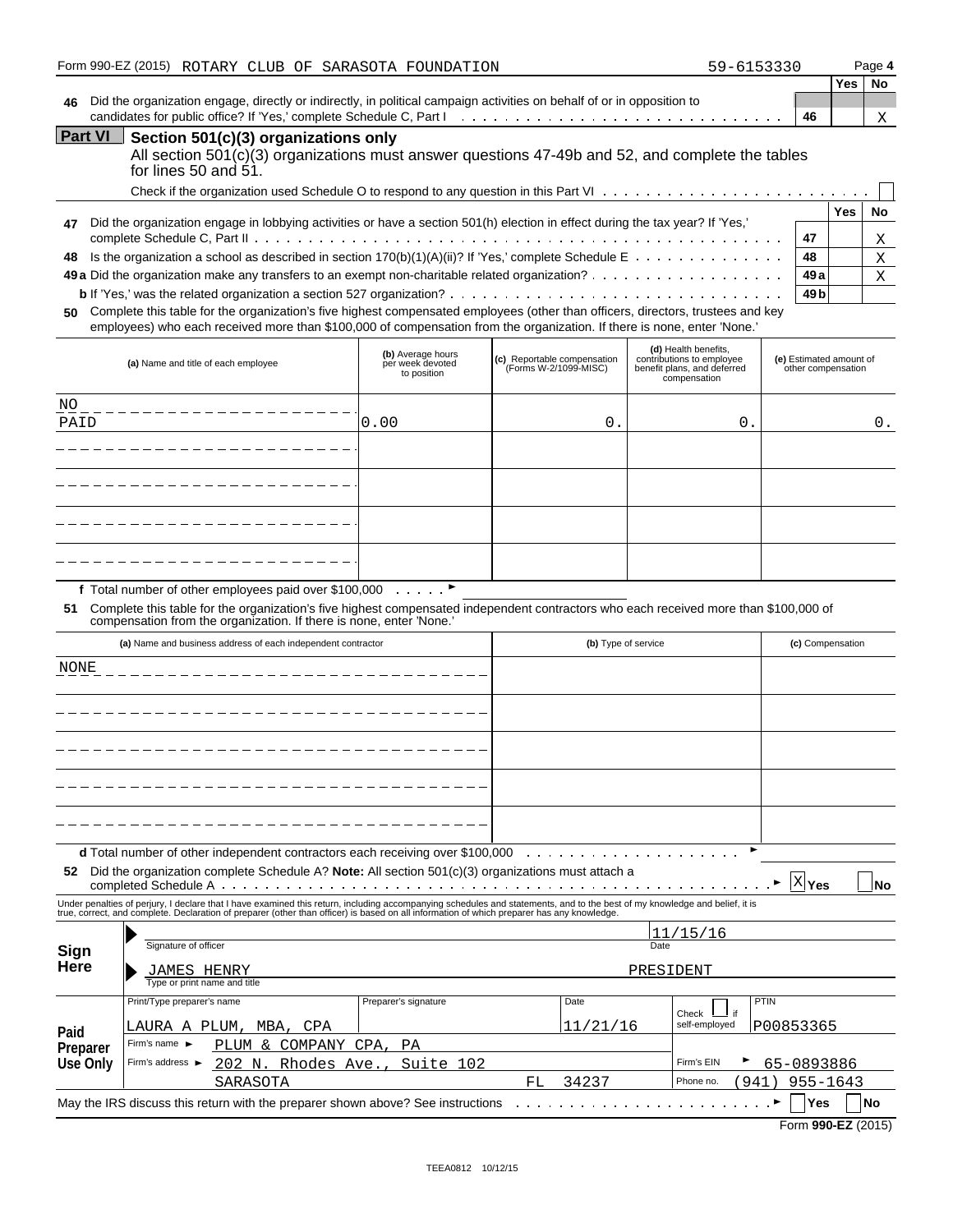Form 990-EZ (2015) ROTARY CLUB OF SARASOTA FOUNDATION 59-6153330 Page 4

| | | | Yes | No |
|---|---|---|---|---|
| 46 | Did the organization engage, directly or indirectly, in political campaign activities on behalf of or in opposition to candidates for public office? If 'Yes,' complete Schedule C, Part I | 46 | | X |

## Part VI Section 501(c)(3) organizations only

All section 501(c)(3) organizations must answer questions 47-49b and 52, and complete the tables for lines 50 and 51.

Check if the organization used Schedule O to respond to any question in this Part VI ☐

| | | | Yes | No |
|---|---|---|---|---|
| 47 | Did the organization engage in lobbying activities or have a section 501(h) election in effect during the tax year? If 'Yes,' complete Schedule C, Part II | 47 | | X |
| 48 | Is the organization a school as described in section 170(b)(1)(A)(ii)? If 'Yes,' complete Schedule E | 48 | | X |
| 49a | Did the organization make any transfers to an exempt non-charitable related organization? | 49a | | X |
| b | If 'Yes,' was the related organization a section 527 organization? | 49b | | |

**50** Complete this table for the organization's five highest compensated employees (other than officers, directors, trustees and key employees) who each received more than $100,000 of compensation from the organization. If there is none, enter 'None.'

| (a) Name and title of each employee | (b) Average hours per week devoted to position | (c) Reportable compensation (Forms W-2/1099-MISC) | (d) Health benefits, contributions to employee benefit plans, and deferred compensation | (e) Estimated amount of other compensation |
|---|---|---|---|---|
| NO PAID | 0.00 | 0. | 0. | 0. |
| | | | | |
| | | | | |
| | | | | |
| | | | | |

**f** Total number of other employees paid over $100,000 ►

**51** Complete this table for the organization's five highest compensated independent contractors who each received more than $100,000 of compensation from the organization. If there is none, enter 'None.'

| (a) Name and business address of each independent contractor | (b) Type of service | (c) Compensation |
|---|---|---|
| NONE | | |
| | | |
| | | |
| | | |
| | | |

**d** Total number of other independent contractors each receiving over $100,000 ►

**52** Did the organization complete Schedule A? **Note:** All section 501(c)(3) organizations must attach a completed Schedule A ► ☒ Yes ☐ No

Under penalties of perjury, I declare that I have examined this return, including accompanying schedules and statements, and to the best of my knowledge and belief, it is true, correct, and complete. Declaration of preparer (other than officer) is based on all information of which preparer has any knowledge.

**Sign Here**

Signature of officer — Date: 11/15/16

JAMES HENRY — PRESIDENT
Type or print name and title

**Paid Preparer Use Only**

| Print/Type preparer's name | Preparer's signature | Date | Check ☐ if self-employed | PTIN |
|---|---|---|---|---|
| LAURA A PLUM, MBA, CPA | | 11/21/16 | | P00853365 |

Firm's name ► PLUM & COMPANY CPA, PA

Firm's address ► 202 N. Rhodes Ave., Suite 102, SARASOTA FL 34237

Firm's EIN ► 65-0893886

Phone no. (941) 955-1643

May the IRS discuss this return with the preparer shown above? See instructions ► ☐ Yes ☐ No

Form **990-EZ** (2015)

TEEA0812 10/12/15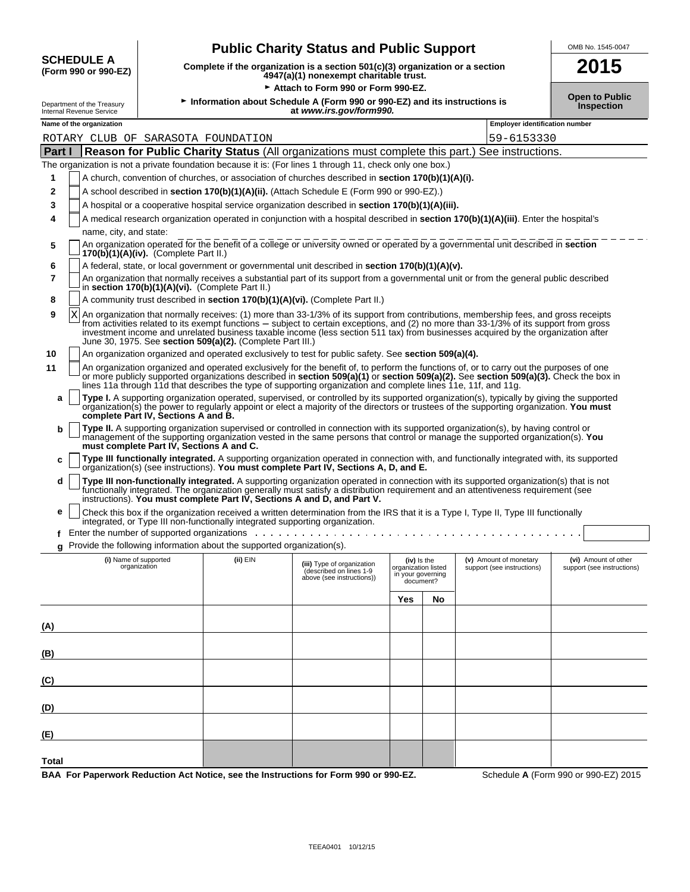**SCHEDULE A**
**(Form 990 or 990-EZ)**

Department of the Treasury
Internal Revenue Service

# Public Charity Status and Public Support

**Complete if the organization is a section 501(c)(3) organization or a section 4947(a)(1) nonexempt charitable trust.**

► **Attach to Form 990 or Form 990-EZ.**

► **Information about Schedule A (Form 990 or 990-EZ) and its instructions is at *www.irs.gov/form990.***

OMB No. 1545-0047

**2015**

**Open to Public Inspection**

**Name of the organization:** ROTARY CLUB OF SARASOTA FOUNDATION

**Employer identification number:** 59-6153330

## Part I — Reason for Public Charity Status (All organizations must complete this part.) See instructions.

The organization is not a private foundation because it is: (For lines 1 through 11, check only one box.)

1. [ ] A church, convention of churches, or association of churches described in **section 170(b)(1)(A)(i).**
2. [ ] A school described in **section 170(b)(1)(A)(ii).** (Attach Schedule E (Form 990 or 990-EZ).)
3. [ ] A hospital or a cooperative hospital service organization described in **section 170(b)(1)(A)(iii).**
4. [ ] A medical research organization operated in conjunction with a hospital described in **section 170(b)(1)(A)(iii)**. Enter the hospital's name, city, and state:
5. [ ] An organization operated for the benefit of a college or university owned or operated by a governmental unit described in **section 170(b)(1)(A)(iv).** (Complete Part II.)
6. [ ] A federal, state, or local government or governmental unit described in **section 170(b)(1)(A)(v).**
7. [ ] An organization that normally receives a substantial part of its support from a governmental unit or from the general public described in **section 170(b)(1)(A)(vi).** (Complete Part II.)
8. [ ] A community trust described in **section 170(b)(1)(A)(vi).** (Complete Part II.)
9. [X] An organization that normally receives: (1) more than 33-1/3% of its support from contributions, membership fees, and gross receipts from activities related to its exempt functions – subject to certain exceptions, and (2) no more than 33-1/3% of its support from gross investment income and unrelated business taxable income (less section 511 tax) from businesses acquired by the organization after June 30, 1975. See **section 509(a)(2).** (Complete Part III.)
10. [ ] An organization organized and operated exclusively to test for public safety. See **section 509(a)(4).**
11. [ ] An organization organized and operated exclusively for the benefit of, to perform the functions of, or to carry out the purposes of one or more publicly supported organizations described in **section 509(a)(1)** or **section 509(a)(2).** See **section 509(a)(3).** Check the box in lines 11a through 11d that describes the type of supporting organization and complete lines 11e, 11f, and 11g.
   - **a** [ ] **Type I.** A supporting organization operated, supervised, or controlled by its supported organization(s), typically by giving the supported organization(s) the power to regularly appoint or elect a majority of the directors or trustees of the supporting organization. **You must complete Part IV, Sections A and B.**
   - **b** [ ] **Type II.** A supporting organization supervised or controlled in connection with its supported organization(s), by having control or management of the supporting organization vested in the same persons that control or manage the supported organization(s). **You must complete Part IV, Sections A and C.**
   - **c** [ ] **Type III functionally integrated.** A supporting organization operated in connection with, and functionally integrated with, its supported organization(s) (see instructions). **You must complete Part IV, Sections A, D, and E.**
   - **d** [ ] **Type III non-functionally integrated.** A supporting organization operated in connection with its supported organization(s) that is not functionally integrated. The organization generally must satisfy a distribution requirement and an attentiveness requirement (see instructions). **You must complete Part IV, Sections A and D, and Part V.**
   - **e** [ ] Check this box if the organization received a written determination from the IRS that it is a Type I, Type II, Type III functionally integrated, or Type III non-functionally integrated supporting organization.
   - **f** Enter the number of supported organizations
   - **g** Provide the following information about the supported organization(s).

| (i) Name of supported organization | (ii) EIN | (iii) Type of organization (described on lines 1-9 above (see instructions)) | (iv) Is the organization listed in your governing document? Yes | No | (v) Amount of monetary support (see instructions) | (vi) Amount of other support (see instructions) |
|---|---|---|---|---|---|---|
| (A) | | | | | | |
| (B) | | | | | | |
| (C) | | | | | | |
| (D) | | | | | | |
| (E) | | | | | | |
| Total | | | | | | |

**BAA For Paperwork Reduction Act Notice, see the Instructions for Form 990 or 990-EZ.** Schedule **A** (Form 990 or 990-EZ) 2015

TEEA0401 10/12/15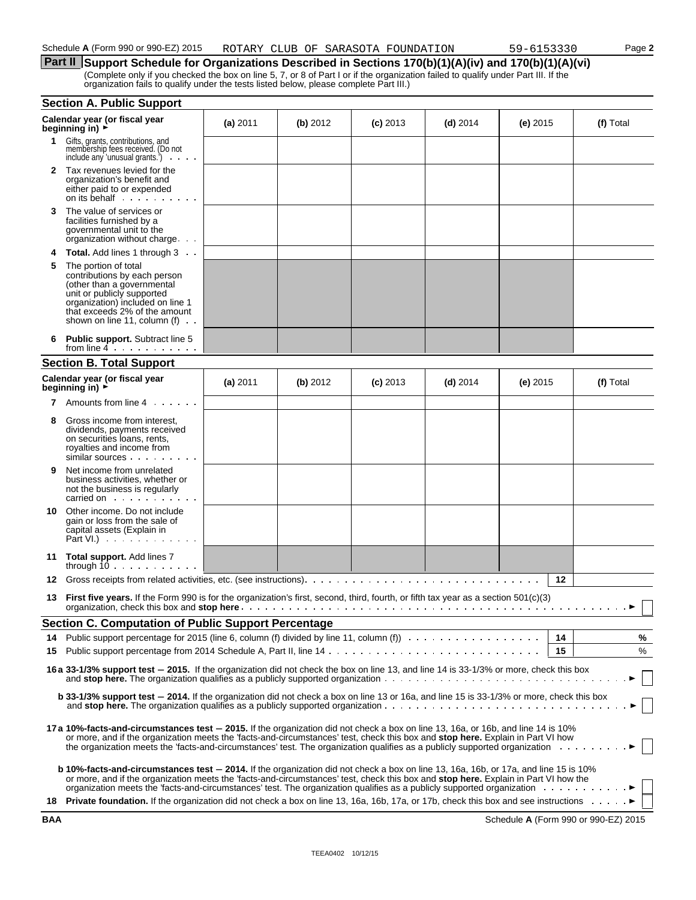Schedule A (Form 990 or 990-EZ) 2015 ROTARY CLUB OF SARASOTA FOUNDATION 59-6153330 Page 2

## Part II Support Schedule for Organizations Described in Sections 170(b)(1)(A)(iv) and 170(b)(1)(A)(vi)

(Complete only if you checked the box on line 5, 7, or 8 of Part I or if the organization failed to qualify under Part III. If the organization fails to qualify under the tests listed below, please complete Part III.)

### Section A. Public Support

| Calendar year (or fiscal year beginning in) ► | (a) 2011 | (b) 2012 | (c) 2013 | (d) 2014 | (e) 2015 | (f) Total |
|---|---|---|---|---|---|---|
| 1 Gifts, grants, contributions, and membership fees received. (Do not include any 'unusual grants.') | | | | | | |
| 2 Tax revenues levied for the organization's benefit and either paid to or expended on its behalf | | | | | | |
| 3 The value of services or facilities furnished by a governmental unit to the organization without charge | | | | | | |
| 4 **Total.** Add lines 1 through 3 | | | | | | |
| 5 The portion of total contributions by each person (other than a governmental unit or publicly supported organization) included on line 1 that exceeds 2% of the amount shown on line 11, column (f) | | | | | | |
| 6 **Public support.** Subtract line 5 from line 4 | | | | | | |

### Section B. Total Support

| Calendar year (or fiscal year beginning in) ► | (a) 2011 | (b) 2012 | (c) 2013 | (d) 2014 | (e) 2015 | (f) Total |
|---|---|---|---|---|---|---|
| 7 Amounts from line 4 | | | | | | |
| 8 Gross income from interest, dividends, payments received on securities loans, rents, royalties and income from similar sources | | | | | | |
| 9 Net income from unrelated business activities, whether or not the business is regularly carried on | | | | | | |
| 10 Other income. Do not include gain or loss from the sale of capital assets (Explain in Part VI.) | | | | | | |
| 11 **Total support.** Add lines 7 through 10 | | | | | | |

12 Gross receipts from related activities, etc. (see instructions) — 12

13 **First five years.** If the Form 990 is for the organization's first, second, third, fourth, or fifth tax year as a section 501(c)(3) organization, check this box and **stop here** ► ☐

### Section C. Computation of Public Support Percentage

14 Public support percentage for 2015 (line 6, column (f) divided by line 11, column (f)) — 14 — %

15 Public support percentage from 2014 Schedule A, Part II, line 14 — 15 — %

16a **33-1/3% support test – 2015.** If the organization did not check the box on line 13, and line 14 is 33-1/3% or more, check this box and **stop here.** The organization qualifies as a publicly supported organization ► ☐

b **33-1/3% support test – 2014.** If the organization did not check a box on line 13 or 16a, and line 15 is 33-1/3% or more, check this box and **stop here.** The organization qualifies as a publicly supported organization ► ☐

17a **10%-facts-and-circumstances test – 2015.** If the organization did not check a box on line 13, 16a, or 16b, and line 14 is 10% or more, and if the organization meets the 'facts-and-circumstances' test, check this box and **stop here.** Explain in Part VI how the organization meets the 'facts-and-circumstances' test. The organization qualifies as a publicly supported organization ► ☐

b **10%-facts-and-circumstances test – 2014.** If the organization did not check a box on line 13, 16a, 16b, or 17a, and line 15 is 10% or more, and if the organization meets the 'facts-and-circumstances' test, check this box and **stop here.** Explain in Part VI how the organization meets the 'facts-and-circumstances' test. The organization qualifies as a publicly supported organization ► ☐

18 **Private foundation.** If the organization did not check a box on line 13, 16a, 16b, 17a, or 17b, check this box and see instructions ► ☐

BAA Schedule A (Form 990 or 990-EZ) 2015

TEEA0402 10/12/15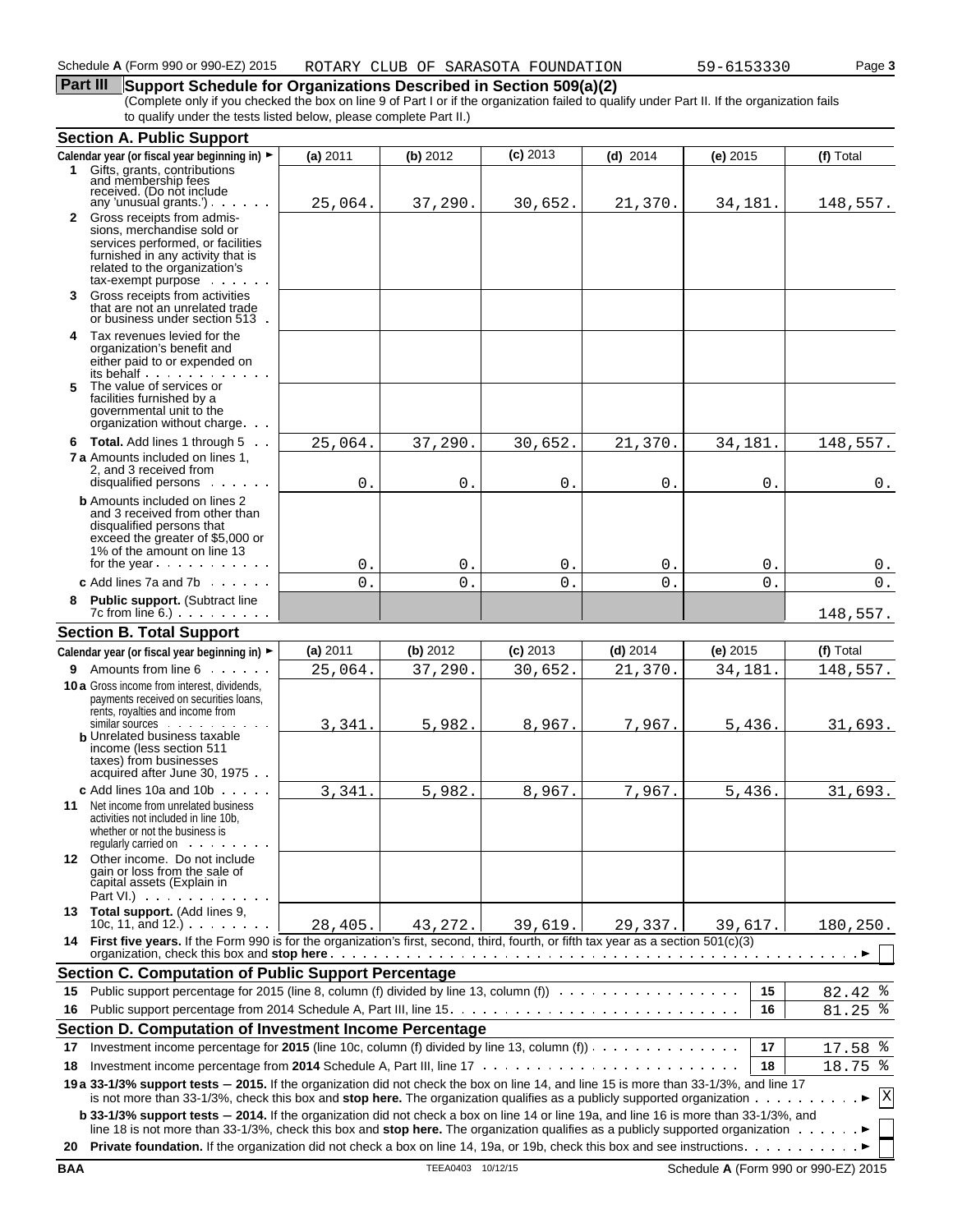Schedule **A** (Form 990 or 990-EZ) 2015 ROTARY CLUB OF SARASOTA FOUNDATION 59-6153330

## Part III Support Schedule for Organizations Described in Section 509(a)(2)

(Complete only if you checked the box on line 9 of Part I or if the organization failed to qualify under Part II. If the organization fails to qualify under the tests listed below, please complete Part II.)

### Section A. Public Support

| Calendar year (or fiscal year beginning in) ► | (a) 2011 | (b) 2012 | (c) 2013 | (d) 2014 | (e) 2015 | (f) Total |
|---|---|---|---|---|---|---|
| **1** Gifts, grants, contributions and membership fees received. (Do not include any 'unusual grants.') | 25,064. | 37,290. | 30,652. | 21,370. | 34,181. | 148,557. |
| **2** Gross receipts from admissions, merchandise sold or services performed, or facilities furnished in any activity that is related to the organization's tax-exempt purpose | | | | | | |
| **3** Gross receipts from activities that are not an unrelated trade or business under section 513 | | | | | | |
| **4** Tax revenues levied for the organization's benefit and either paid to or expended on its behalf | | | | | | |
| **5** The value of services or facilities furnished by a governmental unit to the organization without charge | | | | | | |
| **6 Total.** Add lines 1 through 5 | 25,064. | 37,290. | 30,652. | 21,370. | 34,181. | 148,557. |
| **7a** Amounts included on lines 1, 2, and 3 received from disqualified persons | 0. | 0. | 0. | 0. | 0. | 0. |
| **b** Amounts included on lines 2 and 3 received from other than disqualified persons that exceed the greater of $5,000 or 1% of the amount on line 13 for the year | 0. | 0. | 0. | 0. | 0. | 0. |
| **c** Add lines 7a and 7b | 0. | 0. | 0. | 0. | 0. | 0. |
| **8 Public support.** (Subtract line 7c from line 6.) | | | | | | 148,557. |

### Section B. Total Support

| Calendar year (or fiscal year beginning in) ► | (a) 2011 | (b) 2012 | (c) 2013 | (d) 2014 | (e) 2015 | (f) Total |
|---|---|---|---|---|---|---|
| **9** Amounts from line 6 | 25,064. | 37,290. | 30,652. | 21,370. | 34,181. | 148,557. |
| **10a** Gross income from interest, dividends, payments received on securities loans, rents, royalties and income from similar sources | 3,341. | 5,982. | 8,967. | 7,967. | 5,436. | 31,693. |
| **b** Unrelated business taxable income (less section 511 taxes) from businesses acquired after June 30, 1975 | | | | | | |
| **c** Add lines 10a and 10b | 3,341. | 5,982. | 8,967. | 7,967. | 5,436. | 31,693. |
| **11** Net income from unrelated business activities not included in line 10b, whether or not the business is regularly carried on | | | | | | |
| **12** Other income. Do not include gain or loss from the sale of capital assets (Explain in Part VI.) | | | | | | |
| **13 Total support.** (Add lines 9, 10c, 11, and 12.) | 28,405. | 43,272. | 39,619. | 29,337. | 39,617. | 180,250. |

**14 First five years.** If the Form 990 is for the organization's first, second, third, fourth, or fifth tax year as a section 501(c)(3) organization, check this box and **stop here** ► ☐

### Section C. Computation of Public Support Percentage

| | | | |
|---|---|---|---|
| **15** | Public support percentage for 2015 (line 8, column (f) divided by line 13, column (f)) | 15 | 82.42 % |
| **16** | Public support percentage from 2014 Schedule A, Part III, line 15 | 16 | 81.25 % |

### Section D. Computation of Investment Income Percentage

| | | | |
|---|---|---|---|
| **17** | Investment income percentage for **2015** (line 10c, column (f) divided by line 13, column (f)) | 17 | 17.58 % |
| **18** | Investment income percentage from **2014** Schedule A, Part III, line 17 | 18 | 18.75 % |

**19a 33-1/3% support tests – 2015.** If the organization did not check the box on line 14, and line 15 is more than 33-1/3%, and line 17 is not more than 33-1/3%, check this box and **stop here.** The organization qualifies as a publicly supported organization ► ☒

**b 33-1/3% support tests – 2014.** If the organization did not check a box on line 14 or line 19a, and line 16 is more than 33-1/3%, and line 18 is not more than 33-1/3%, check this box and **stop here.** The organization qualifies as a publicly supported organization ► ☐

**20 Private foundation.** If the organization did not check a box on line 14, 19a, or 19b, check this box and see instructions ► ☐

BAA TEEA0403 10/12/15 Schedule **A** (Form 990 or 990-EZ) 2015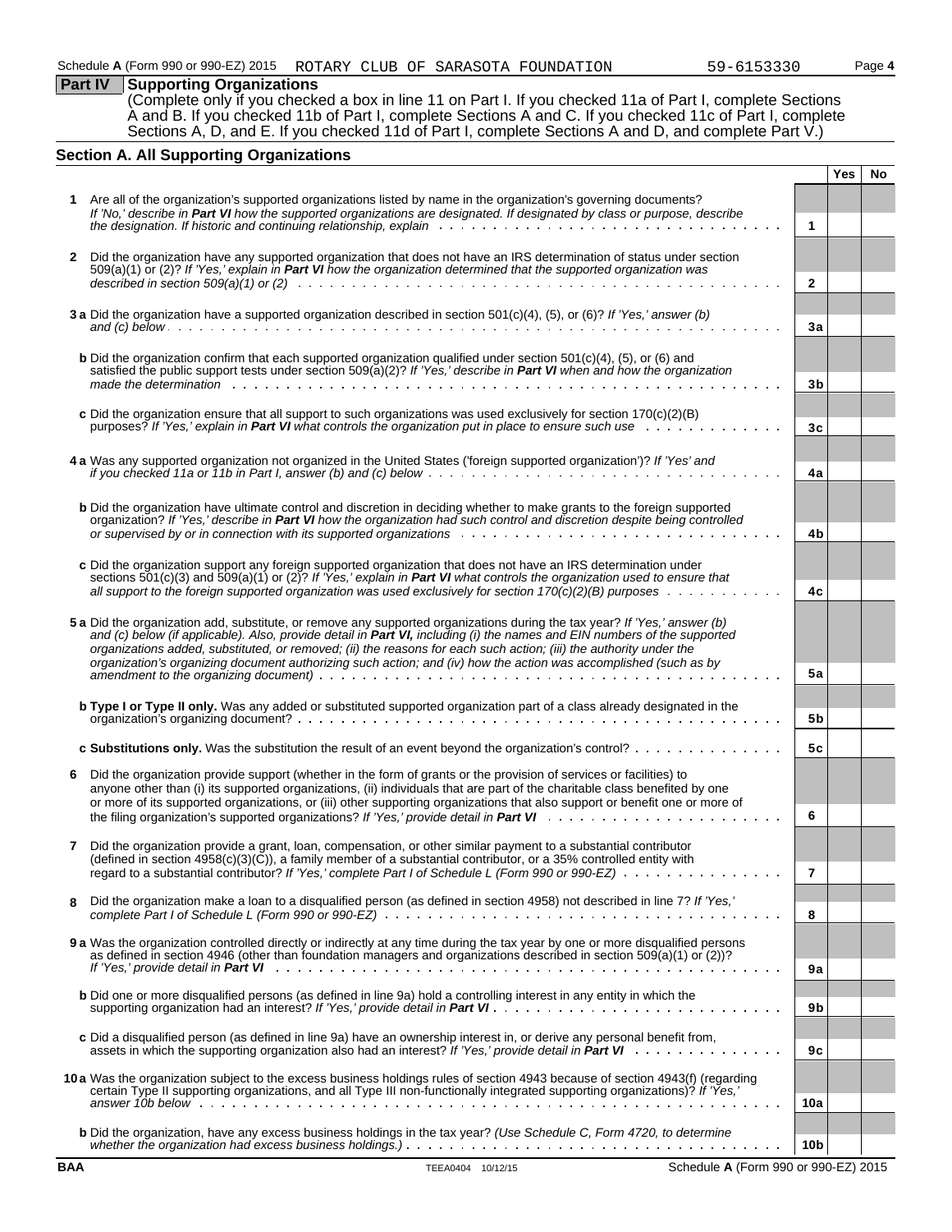Schedule A (Form 990 or 990-EZ) 2015 ROTARY CLUB OF SARASOTA FOUNDATION 59-6153330

## Part IV Supporting Organizations

(Complete only if you checked a box in line 11 on Part I. If you checked 11a of Part I, complete Sections A and B. If you checked 11b of Part I, complete Sections A and C. If you checked 11c of Part I, complete Sections A, D, and E. If you checked 11d of Part I, complete Sections A and D, and complete Part V.)

### Section A. All Supporting Organizations

| | | | Yes | No |
|---|---|---|---|---|
| **1** | Are all of the organization's supported organizations listed by name in the organization's governing documents? *If 'No,' describe in **Part VI** how the supported organizations are designated. If designated by class or purpose, describe the designation. If historic and continuing relationship, explain* | 1 | | |
| **2** | Did the organization have any supported organization that does not have an IRS determination of status under section 509(a)(1) or (2)? *If 'Yes,' explain in **Part VI** how the organization determined that the supported organization was described in section 509(a)(1) or (2)* | 2 | | |
| **3 a** | Did the organization have a supported organization described in section 501(c)(4), (5), or (6)? *If 'Yes,' answer (b) and (c) below* | 3a | | |
| **b** | Did the organization confirm that each supported organization qualified under section 501(c)(4), (5), or (6) and satisfied the public support tests under section 509(a)(2)? *If 'Yes,' describe in **Part VI** when and how the organization made the determination* | 3b | | |
| **c** | Did the organization ensure that all support to such organizations was used exclusively for section 170(c)(2)(B) purposes? *If 'Yes,' explain in **Part VI** what controls the organization put in place to ensure such use* | 3c | | |
| **4 a** | Was any supported organization not organized in the United States ('foreign supported organization')? *If 'Yes' and if you checked 11a or 11b in Part I, answer (b) and (c) below* | 4a | | |
| **b** | Did the organization have ultimate control and discretion in deciding whether to make grants to the foreign supported organization? *If 'Yes,' describe in **Part VI** how the organization had such control and discretion despite being controlled or supervised by or in connection with its supported organizations* | 4b | | |
| **c** | Did the organization support any foreign supported organization that does not have an IRS determination under sections 501(c)(3) and 509(a)(1) or (2)? *If 'Yes,' explain in **Part VI** what controls the organization used to ensure that all support to the foreign supported organization was used exclusively for section 170(c)(2)(B) purposes* | 4c | | |
| **5 a** | Did the organization add, substitute, or remove any supported organizations during the tax year? *If 'Yes,' answer (b) and (c) below (if applicable). Also, provide detail in **Part VI,** including (i) the names and EIN numbers of the supported organizations added, substituted, or removed; (ii) the reasons for each such action; (iii) the authority under the organization's organizing document authorizing such action; and (iv) how the action was accomplished (such as by amendment to the organizing document)* | 5a | | |
| **b** | **Type I or Type II only.** Was any added or substituted supported organization part of a class already designated in the organization's organizing document? | 5b | | |
| **c** | **Substitutions only.** Was the substitution the result of an event beyond the organization's control? | 5c | | |
| **6** | Did the organization provide support (whether in the form of grants or the provision of services or facilities) to anyone other than (i) its supported organizations, (ii) individuals that are part of the charitable class benefited by one or more of its supported organizations, or (iii) other supporting organizations that also support or benefit one or more of the filing organization's supported organizations? *If 'Yes,' provide detail in **Part VI*** | 6 | | |
| **7** | Did the organization provide a grant, loan, compensation, or other similar payment to a substantial contributor (defined in section 4958(c)(3)(C)), a family member of a substantial contributor, or a 35% controlled entity with regard to a substantial contributor? *If 'Yes,' complete Part I of Schedule L (Form 990 or 990-EZ)* | 7 | | |
| **8** | Did the organization make a loan to a disqualified person (as defined in section 4958) not described in line 7? *If 'Yes,' complete Part I of Schedule L (Form 990 or 990-EZ)* | 8 | | |
| **9 a** | Was the organization controlled directly or indirectly at any time during the tax year by one or more disqualified persons as defined in section 4946 (other than foundation managers and organizations described in section 509(a)(1) or (2))? *If 'Yes,' provide detail in **Part VI*** | 9a | | |
| **b** | Did one or more disqualified persons (as defined in line 9a) hold a controlling interest in any entity in which the supporting organization had an interest? *If 'Yes,' provide detail in **Part VI*** | 9b | | |
| **c** | Did a disqualified person (as defined in line 9a) have an ownership interest in, or derive any personal benefit from, assets in which the supporting organization also had an interest? *If 'Yes,' provide detail in **Part VI*** | 9c | | |
| **10 a** | Was the organization subject to the excess business holdings rules of section 4943 because of section 4943(f) (regarding certain Type II supporting organizations, and all Type III non-functionally integrated supporting organizations)? *If 'Yes,' answer 10b below* | 10a | | |
| **b** | Did the organization, have any excess business holdings in the tax year? *(Use Schedule C, Form 4720, to determine whether the organization had excess business holdings.)* | 10b | | |

BAA TEEA0404 10/12/15 Schedule A (Form 990 or 990-EZ) 2015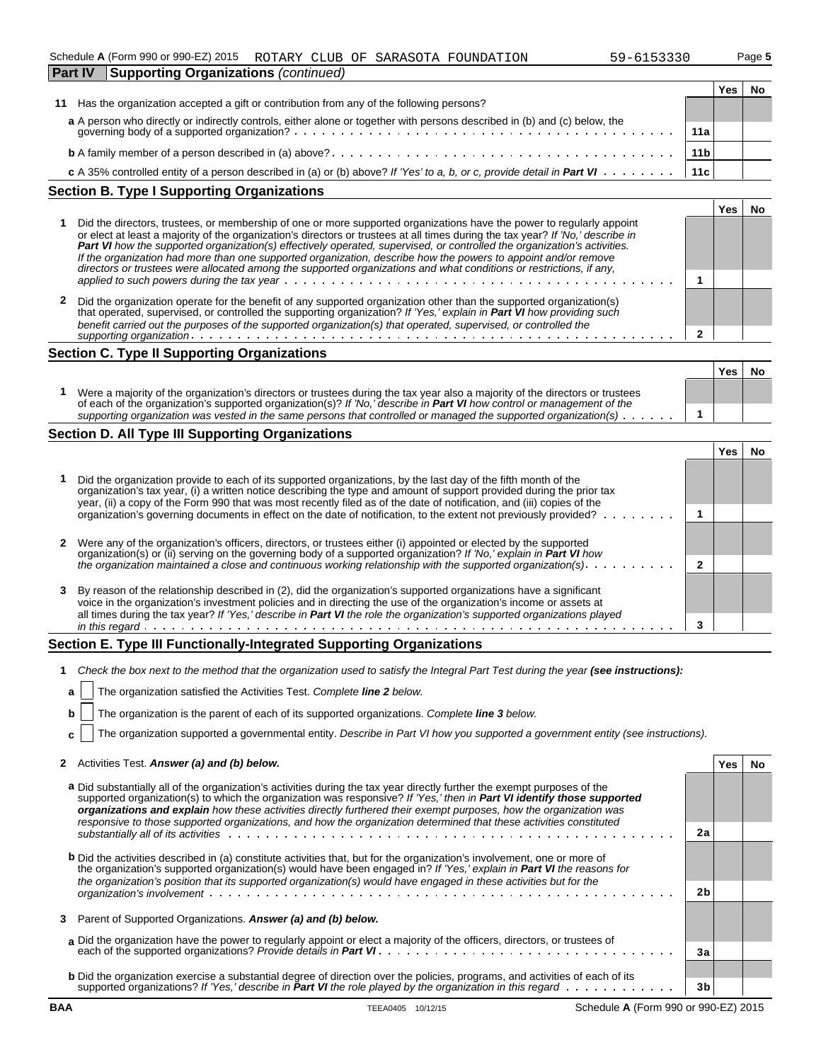Schedule A (Form 990 or 990-EZ) 2015 ROTARY CLUB OF SARASOTA FOUNDATION 59-6153330 Page 5

**Part IV Supporting Organizations** *(continued)*

| | | | Yes | No |
|---|---|---|---|---|
| **11** | Has the organization accepted a gift or contribution from any of the following persons? | | | |
| | **a** A person who directly or indirectly controls, either alone or together with persons described in (b) and (c) below, the governing body of a supported organization? | 11a | | |
| | **b** A family member of a person described in (a) above? | 11b | | |
| | **c** A 35% controlled entity of a person described in (a) or (b) above? *If 'Yes' to a, b, or c, provide detail in* ***Part VI*** | 11c | | |

## Section B. Type I Supporting Organizations

| | | | Yes | No |
|---|---|---|---|---|
| **1** | Did the directors, trustees, or membership of one or more supported organizations have the power to regularly appoint or elect at least a majority of the organization's directors or trustees at all times during the tax year? *If 'No,' describe in* ***Part VI*** *how the supported organization(s) effectively operated, supervised, or controlled the organization's activities. If the organization had more than one supported organization, describe how the powers to appoint and/or remove directors or trustees were allocated among the supported organizations and what conditions or restrictions, if any, applied to such powers during the tax year* | 1 | | |
| **2** | Did the organization operate for the benefit of any supported organization other than the supported organization(s) that operated, supervised, or controlled the supporting organization? *If 'Yes,' explain in* ***Part VI*** *how providing such benefit carried out the purposes of the supported organization(s) that operated, supervised, or controlled the supporting organization* | 2 | | |

## Section C. Type II Supporting Organizations

| | | | Yes | No |
|---|---|---|---|---|
| **1** | Were a majority of the organization's directors or trustees during the tax year also a majority of the directors or trustees of each of the organization's supported organization(s)? *If 'No,' describe in* ***Part VI*** *how control or management of the supporting organization was vested in the same persons that controlled or managed the supported organization(s)* | 1 | | |

## Section D. All Type III Supporting Organizations

| | | | Yes | No |
|---|---|---|---|---|
| **1** | Did the organization provide to each of its supported organizations, by the last day of the fifth month of the organization's tax year, (i) a written notice describing the type and amount of support provided during the prior tax year, (ii) a copy of the Form 990 that was most recently filed as of the date of notification, and (iii) copies of the organization's governing documents in effect on the date of notification, to the extent not previously provided? | 1 | | |
| **2** | Were any of the organization's officers, directors, or trustees either (i) appointed or elected by the supported organization(s) or (ii) serving on the governing body of a supported organization? *If 'No,' explain in* ***Part VI*** *how the organization maintained a close and continuous working relationship with the supported organization(s)* | 2 | | |
| **3** | By reason of the relationship described in (2), did the organization's supported organizations have a significant voice in the organization's investment policies and in directing the use of the organization's income or assets at all times during the tax year? *If 'Yes,' describe in* ***Part VI*** *the role the organization's supported organizations played in this regard* | 3 | | |

## Section E. Type III Functionally-Integrated Supporting Organizations

**1** *Check the box next to the method that the organization used to satisfy the Integral Part Test during the year* ***(see instructions):***

**a** ☐ The organization satisfied the Activities Test. *Complete* ***line 2*** *below.*

**b** ☐ The organization is the parent of each of its supported organizations. *Complete* ***line 3*** *below.*

**c** ☐ The organization supported a governmental entity. *Describe in Part VI how you supported a government entity (see instructions).*

| | | | Yes | No |
|---|---|---|---|---|
| **2** | Activities Test. ***Answer (a) and (b) below.*** | | | |
| | **a** Did substantially all of the organization's activities during the tax year directly further the exempt purposes of the supported organization(s) to which the organization was responsive? *If 'Yes,' then in* ***Part VI identify those supported organizations and explain*** *how these activities directly furthered their exempt purposes, how the organization was responsive to those supported organizations, and how the organization determined that these activities constituted substantially all of its activities* | 2a | | |
| | **b** Did the activities described in (a) constitute activities that, but for the organization's involvement, one or more of the organization's supported organization(s) would have been engaged in? *If 'Yes,' explain in* ***Part VI*** *the reasons for the organization's position that its supported organization(s) would have engaged in these activities but for the organization's involvement* | 2b | | |
| **3** | Parent of Supported Organizations. ***Answer (a) and (b) below.*** | | | |
| | **a** Did the organization have the power to regularly appoint or elect a majority of the officers, directors, or trustees of each of the supported organizations? *Provide details in* ***Part VI*** | 3a | | |
| | **b** Did the organization exercise a substantial degree of direction over the policies, programs, and activities of each of its supported organizations? *If 'Yes,' describe in* ***Part VI*** *the role played by the organization in this regard* | 3b | | |

BAA TEEA0405 10/12/15 Schedule A (Form 990 or 990-EZ) 2015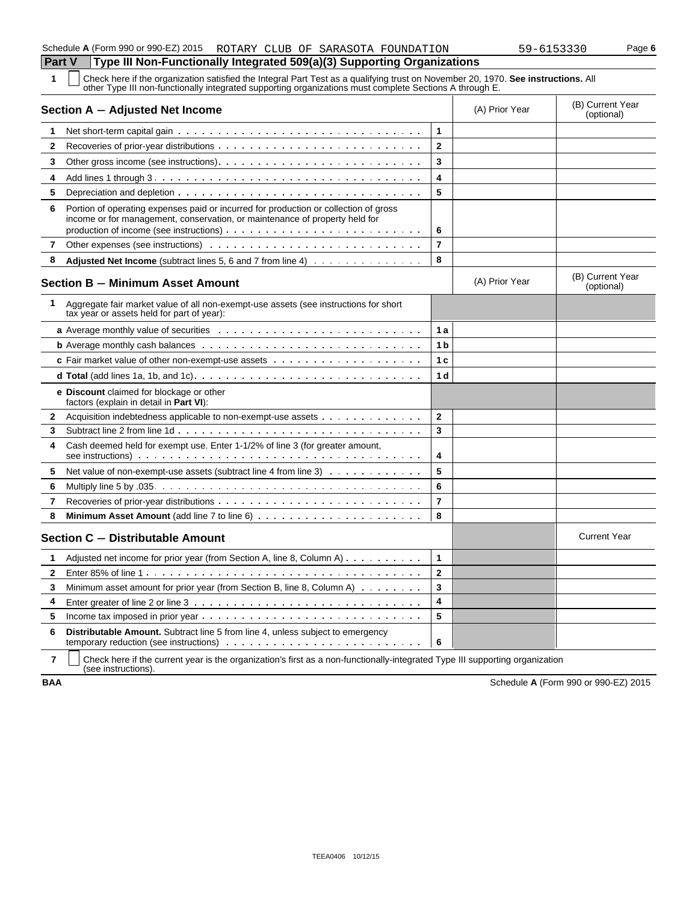Schedule A (Form 990 or 990-EZ) 2015 ROTARY CLUB OF SARASOTA FOUNDATION 59-6153330

## Part V Type III Non-Functionally Integrated 509(a)(3) Supporting Organizations

**1** ☐ Check here if the organization satisfied the Integral Part Test as a qualifying trust on November 20, 1970. **See instructions.** All other Type III non-functionally integrated supporting organizations must complete Sections A through E.

| **Section A — Adjusted Net Income** | | (A) Prior Year | (B) Current Year (optional) |
|---|---|---|---|
| **1** Net short-term capital gain | 1 | | |
| **2** Recoveries of prior-year distributions | 2 | | |
| **3** Other gross income (see instructions) | 3 | | |
| **4** Add lines 1 through 3 | 4 | | |
| **5** Depreciation and depletion | 5 | | |
| **6** Portion of operating expenses paid or incurred for production or collection of gross income or for management, conservation, or maintenance of property held for production of income (see instructions) | 6 | | |
| **7** Other expenses (see instructions) | 7 | | |
| **8** **Adjusted Net Income** (subtract lines 5, 6 and 7 from line 4) | 8 | | |

| **Section B — Minimum Asset Amount** | | (A) Prior Year | (B) Current Year (optional) |
|---|---|---|---|
| **1** Aggregate fair market value of all non-exempt-use assets (see instructions for short tax year or assets held for part of year): | | | |
| **a** Average monthly value of securities | 1 a | | |
| **b** Average monthly cash balances | 1 b | | |
| **c** Fair market value of other non-exempt-use assets | 1 c | | |
| **d Total** (add lines 1a, 1b, and 1c) | 1 d | | |
| **e Discount** claimed for blockage or other factors (explain in detail in **Part VI**): | | | |
| **2** Acquisition indebtedness applicable to non-exempt-use assets | 2 | | |
| **3** Subtract line 2 from line 1d | 3 | | |
| **4** Cash deemed held for exempt use. Enter 1-1/2% of line 3 (for greater amount, see instructions) | 4 | | |
| **5** Net value of non-exempt-use assets (subtract line 4 from line 3) | 5 | | |
| **6** Multiply line 5 by .035 | 6 | | |
| **7** Recoveries of prior-year distributions | 7 | | |
| **8** **Minimum Asset Amount** (add line 7 to line 6) | 8 | | |

| **Section C — Distributable Amount** | | | Current Year |
|---|---|---|---|
| **1** Adjusted net income for prior year (from Section A, line 8, Column A) | 1 | | |
| **2** Enter 85% of line 1 | 2 | | |
| **3** Minimum asset amount for prior year (from Section B, line 8, Column A) | 3 | | |
| **4** Enter greater of line 2 or line 3 | 4 | | |
| **5** Income tax imposed in prior year | 5 | | |
| **6** **Distributable Amount.** Subtract line 5 from line 4, unless subject to emergency temporary reduction (see instructions) | 6 | | |

**7** ☐ Check here if the current year is the organization's first as a non-functionally-integrated Type III supporting organization (see instructions).

BAA Schedule A (Form 990 or 990-EZ) 2015

TEEA0406 10/12/15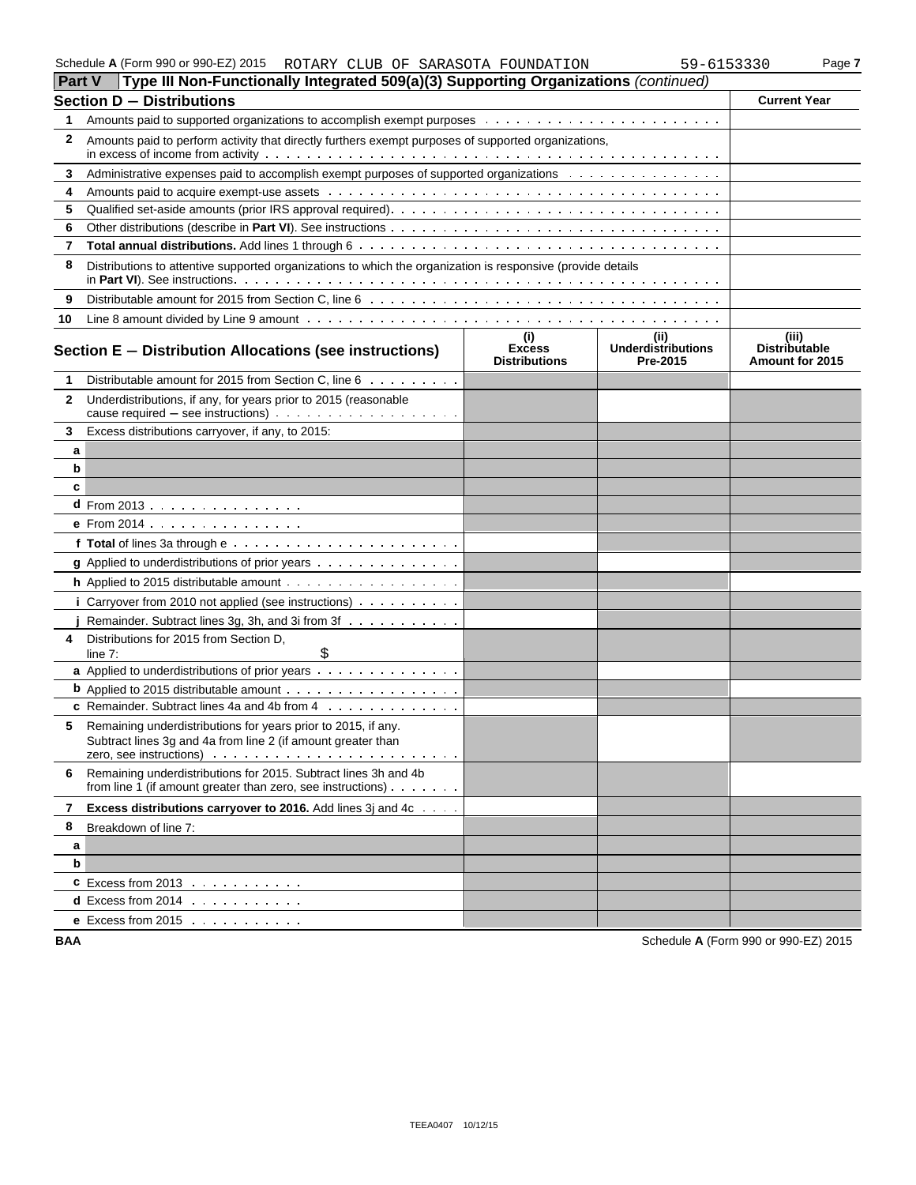Schedule **A** (Form 990 or 990-EZ) 2015 ROTARY CLUB OF SARASOTA FOUNDATION 59-6153330

## Part V Type III Non-Functionally Integrated 509(a)(3) Supporting Organizations *(continued)*

| **Section D – Distributions** | | **Current Year** |
|---|---|---|
| 1 | Amounts paid to supported organizations to accomplish exempt purposes | |
| 2 | Amounts paid to perform activity that directly furthers exempt purposes of supported organizations, in excess of income from activity | |
| 3 | Administrative expenses paid to accomplish exempt purposes of supported organizations | |
| 4 | Amounts paid to acquire exempt-use assets | |
| 5 | Qualified set-aside amounts (prior IRS approval required) | |
| 6 | Other distributions (describe in **Part VI**). See instructions | |
| 7 | **Total annual distributions.** Add lines 1 through 6 | |
| 8 | Distributions to attentive supported organizations to which the organization is responsive (provide details in **Part VI**). See instructions | |
| 9 | Distributable amount for 2015 from Section C, line 6 | |
| 10 | Line 8 amount divided by Line 9 amount | |

| | **Section E – Distribution Allocations (see instructions)** | **(i) Excess Distributions** | **(ii) Underdistributions Pre-2015** | **(iii) Distributable Amount for 2015** |
|---|---|---|---|---|
| 1 | Distributable amount for 2015 from Section C, line 6 | | | |
| 2 | Underdistributions, if any, for years prior to 2015 (reasonable cause required – see instructions) | | | |
| 3 | Excess distributions carryover, if any, to 2015: | | | |
| a | | | | |
| b | | | | |
| c | | | | |
| d | From 2013 | | | |
| e | From 2014 | | | |
| f | **Total** of lines 3a through e | | | |
| g | Applied to underdistributions of prior years | | | |
| h | Applied to 2015 distributable amount | | | |
| i | Carryover from 2010 not applied (see instructions) | | | |
| j | Remainder. Subtract lines 3g, 3h, and 3i from 3f | | | |
| 4 | Distributions for 2015 from Section D, line 7: $ | | | |
| a | Applied to underdistributions of prior years | | | |
| b | Applied to 2015 distributable amount | | | |
| c | Remainder. Subtract lines 4a and 4b from 4 | | | |
| 5 | Remaining underdistributions for years prior to 2015, if any. Subtract lines 3g and 4a from line 2 (if amount greater than zero, see instructions) | | | |
| 6 | Remaining underdistributions for 2015. Subtract lines 3h and 4b from line 1 (if amount greater than zero, see instructions) | | | |
| 7 | **Excess distributions carryover to 2016.** Add lines 3j and 4c | | | |
| 8 | Breakdown of line 7: | | | |
| a | | | | |
| b | | | | |
| c | Excess from 2013 | | | |
| d | Excess from 2014 | | | |
| e | Excess from 2015 | | | |

BAA Schedule **A** (Form 990 or 990-EZ) 2015

TEEA0407 10/12/15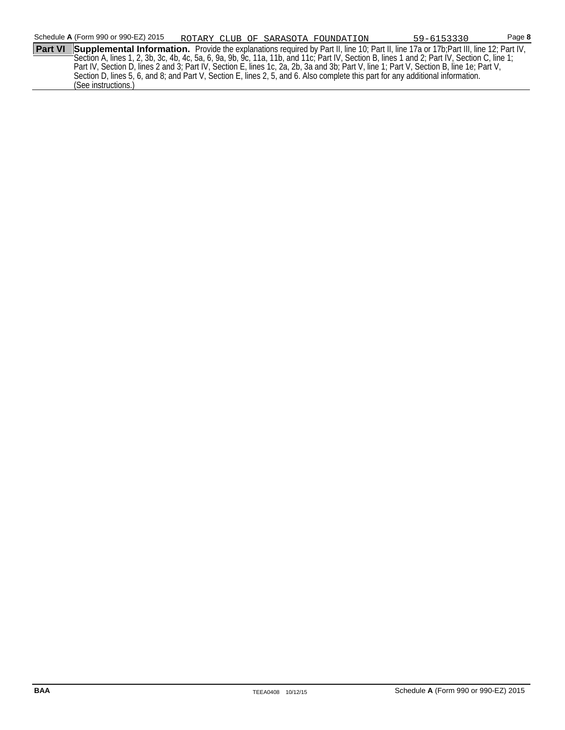Schedule **A** (Form 990 or 990-EZ) 2015 ROTARY CLUB OF SARASOTA FOUNDATION 59-6153330

**Part VI** **Supplemental Information.** Provide the explanations required by Part II, line 10; Part II, line 17a or 17b;Part III, line 12; Part IV, Section A, lines 1, 2, 3b, 3c, 4b, 4c, 5a, 6, 9a, 9b, 9c, 11a, 11b, and 11c; Part IV, Section B, lines 1 and 2; Part IV, Section C, line 1; Part IV, Section D, lines 2 and 3; Part IV, Section E, lines 1c, 2a, 2b, 3a and 3b; Part V, line 1; Part V, Section B, line 1e; Part V, Section D, lines 5, 6, and 8; and Part V, Section E, lines 2, 5, and 6. Also complete this part for any additional information. (See instructions.)

BAA TEEA0408 10/12/15 Schedule **A** (Form 990 or 990-EZ) 2015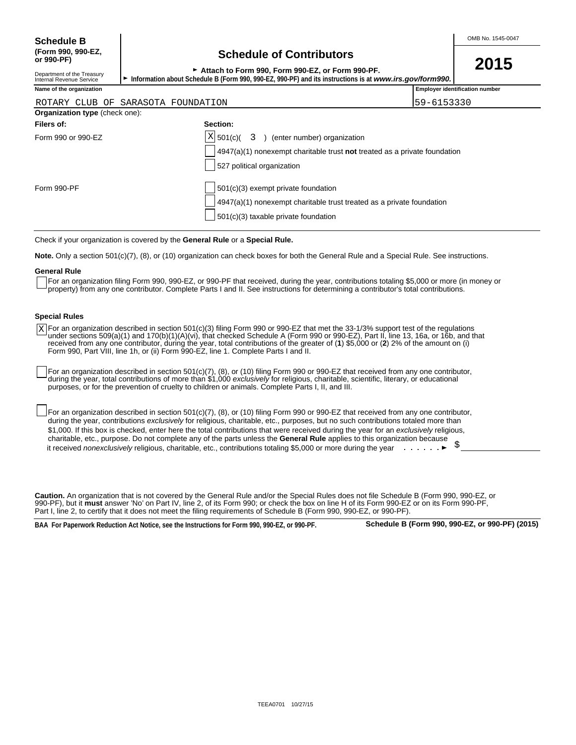**Schedule B**
**(Form 990, 990-EZ, or 990-PF)**

Department of the Treasury
Internal Revenue Service

# Schedule of Contributors

► **Attach to Form 990, Form 990-EZ, or Form 990-PF.**
► **Information about Schedule B (Form 990, 990-EZ, 990-PF) and its instructions is at *www.irs.gov/form990*.**

OMB No. 1545-0047

**2015**

| Name of the organization | Employer identification number |
|---|---|
| ROTARY CLUB OF SARASOTA FOUNDATION | 59-6153330 |

**Organization type** (check one):

| Filers of: | Section: |
|---|---|
| Form 990 or 990-EZ | [X] 501(c)( 3 ) (enter number) organization |
| | [ ] 4947(a)(1) nonexempt charitable trust **not** treated as a private foundation |
| | [ ] 527 political organization |
| Form 990-PF | [ ] 501(c)(3) exempt private foundation |
| | [ ] 4947(a)(1) nonexempt charitable trust treated as a private foundation |
| | [ ] 501(c)(3) taxable private foundation |

Check if your organization is covered by the **General Rule** or a **Special Rule.**

**Note.** Only a section 501(c)(7), (8), or (10) organization can check boxes for both the General Rule and a Special Rule. See instructions.

**General Rule**

[ ] For an organization filing Form 990, 990-EZ, or 990-PF that received, during the year, contributions totaling $5,000 or more (in money or property) from any one contributor. Complete Parts I and II. See instructions for determining a contributor's total contributions.

**Special Rules**

[X] For an organization described in section 501(c)(3) filing Form 990 or 990-EZ that met the 33-1/3% support test of the regulations under sections 509(a)(1) and 170(b)(1)(A)(vi), that checked Schedule A (Form 990 or 990-EZ), Part II, line 13, 16a, or 16b, and that received from any one contributor, during the year, total contributions of the greater of (**1**) $5,000 or (**2**) 2% of the amount on (i) Form 990, Part VIII, line 1h, or (ii) Form 990-EZ, line 1. Complete Parts I and II.

[ ] For an organization described in section 501(c)(7), (8), or (10) filing Form 990 or 990-EZ that received from any one contributor, during the year, total contributions of more than $1,000 *exclusively* for religious, charitable, scientific, literary, or educational purposes, or for the prevention of cruelty to children or animals. Complete Parts I, II, and III.

[ ] For an organization described in section 501(c)(7), (8), or (10) filing Form 990 or 990-EZ that received from any one contributor, during the year, contributions *exclusively* for religious, charitable, etc., purposes, but no such contributions totaled more than $1,000. If this box is checked, enter here the total contributions that were received during the year for an *exclusively* religious, charitable, etc., purpose. Do not complete any of the parts unless the **General Rule** applies to this organization because it received *nonexclusively* religious, charitable, etc., contributions totaling $5,000 or more during the year . . . . . . ► $ ____________

**Caution.** An organization that is not covered by the General Rule and/or the Special Rules does not file Schedule B (Form 990, 990-EZ, or 990-PF), but it **must** answer 'No' on Part IV, line 2, of its Form 990; or check the box on line H of its Form 990-EZ or on its Form 990-PF, Part I, line 2, to certify that it does not meet the filing requirements of Schedule B (Form 990, 990-EZ, or 990-PF).

**BAA For Paperwork Reduction Act Notice, see the Instructions for Form 990, 990-EZ, or 990-PF.** **Schedule B (Form 990, 990-EZ, or 990-PF) (2015)**

TEEA0701 10/27/15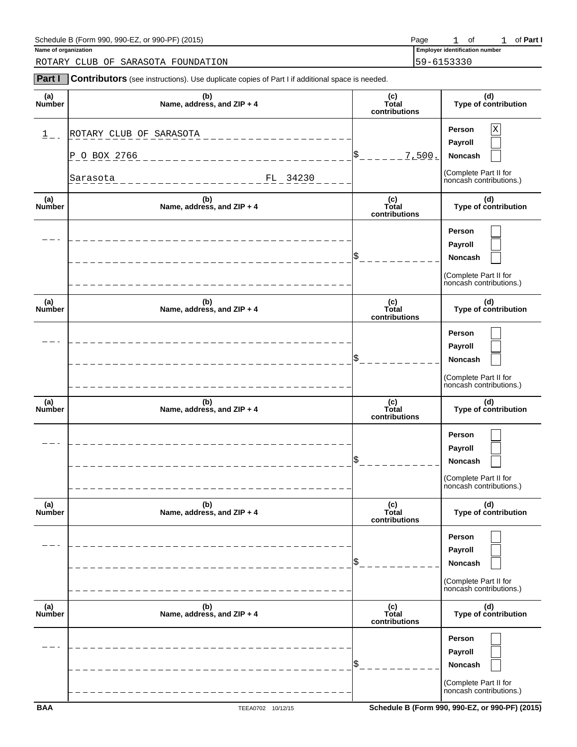Schedule B (Form 990, 990-EZ, or 990-PF) (2015) Page 1 of 1 of **Part I**

**Name of organization**

ROTARY CLUB OF SARASOTA FOUNDATION

**Employer identification number**

59-6153330

## Part I Contributors (see instructions). Use duplicate copies of Part I if additional space is needed.

| (a) Number | (b) Name, address, and ZIP + 4 | (c) Total contributions | (d) Type of contribution |
|---|---|---|---|
| 1 | ROTARY CLUB OF SARASOTA<br>P O BOX 2766<br>Sarasota FL 34230 | $ 7,500. | Person [X]<br>Payroll [ ]<br>Noncash [ ]<br>(Complete Part II for noncash contributions.) |
| | | $ | Person [ ]<br>Payroll [ ]<br>Noncash [ ]<br>(Complete Part II for noncash contributions.) |
| | | $ | Person [ ]<br>Payroll [ ]<br>Noncash [ ]<br>(Complete Part II for noncash contributions.) |
| | | $ | Person [ ]<br>Payroll [ ]<br>Noncash [ ]<br>(Complete Part II for noncash contributions.) |
| | | $ | Person [ ]<br>Payroll [ ]<br>Noncash [ ]<br>(Complete Part II for noncash contributions.) |
| | | $ | Person [ ]<br>Payroll [ ]<br>Noncash [ ]<br>(Complete Part II for noncash contributions.) |

BAA TEEA0702 10/12/15 Schedule B (Form 990, 990-EZ, or 990-PF) (2015)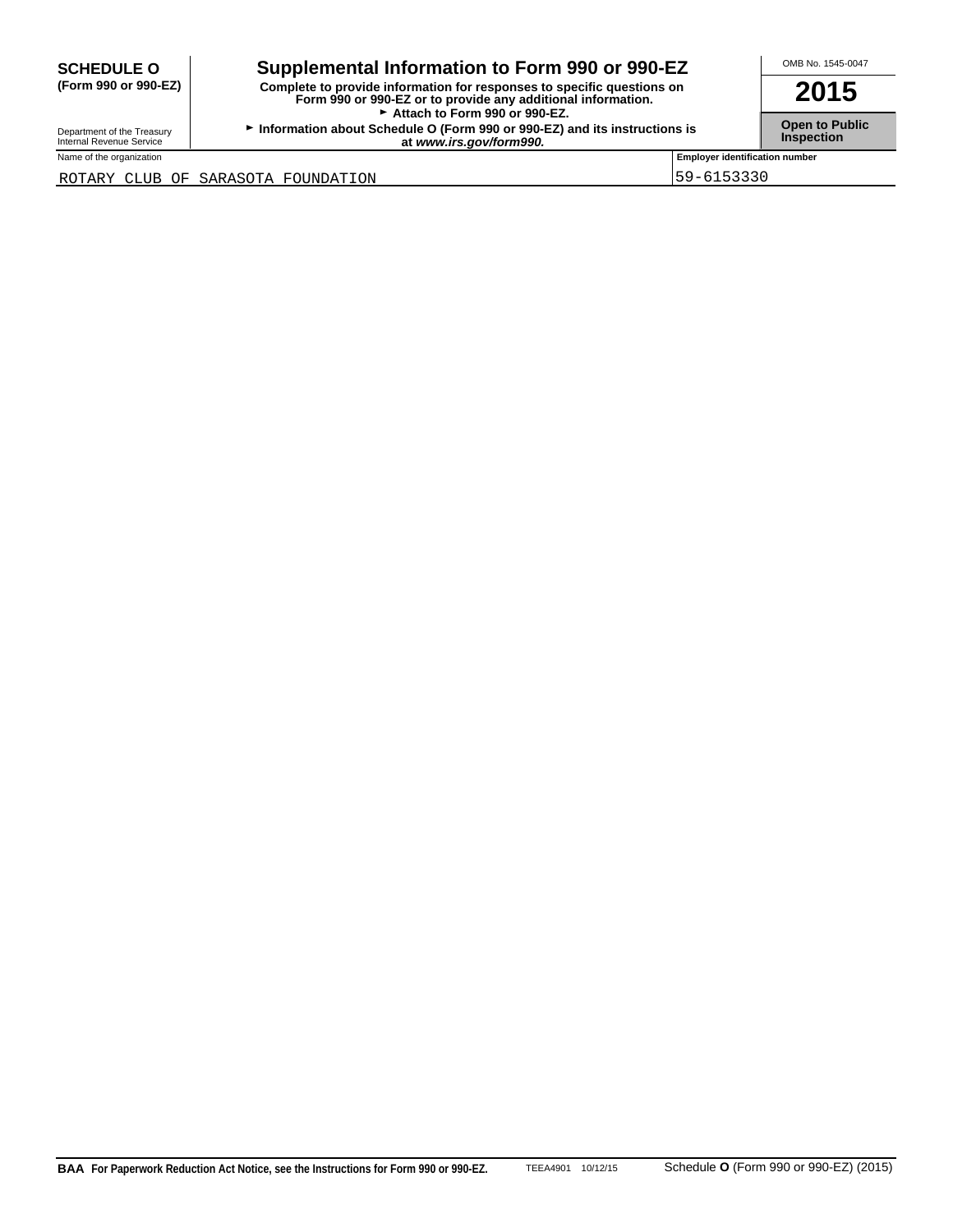**SCHEDULE O**
**(Form 990 or 990-EZ)**

Department of the Treasury
Internal Revenue Service

# Supplemental Information to Form 990 or 990-EZ

**Complete to provide information for responses to specific questions on Form 990 or 990-EZ or to provide any additional information.**
**► Attach to Form 990 or 990-EZ.**
**► Information about Schedule O (Form 990 or 990-EZ) and its instructions is at *www.irs.gov/form990.***

OMB No. 1545-0047

**2015**

**Open to Public Inspection**

| Name of the organization | Employer identification number |
|---|---|
| ROTARY CLUB OF SARASOTA FOUNDATION | 59-6153330 |

**BAA For Paperwork Reduction Act Notice, see the Instructions for Form 990 or 990-EZ.** TEEA4901 10/12/15 Schedule **O** (Form 990 or 990-EZ) (2015)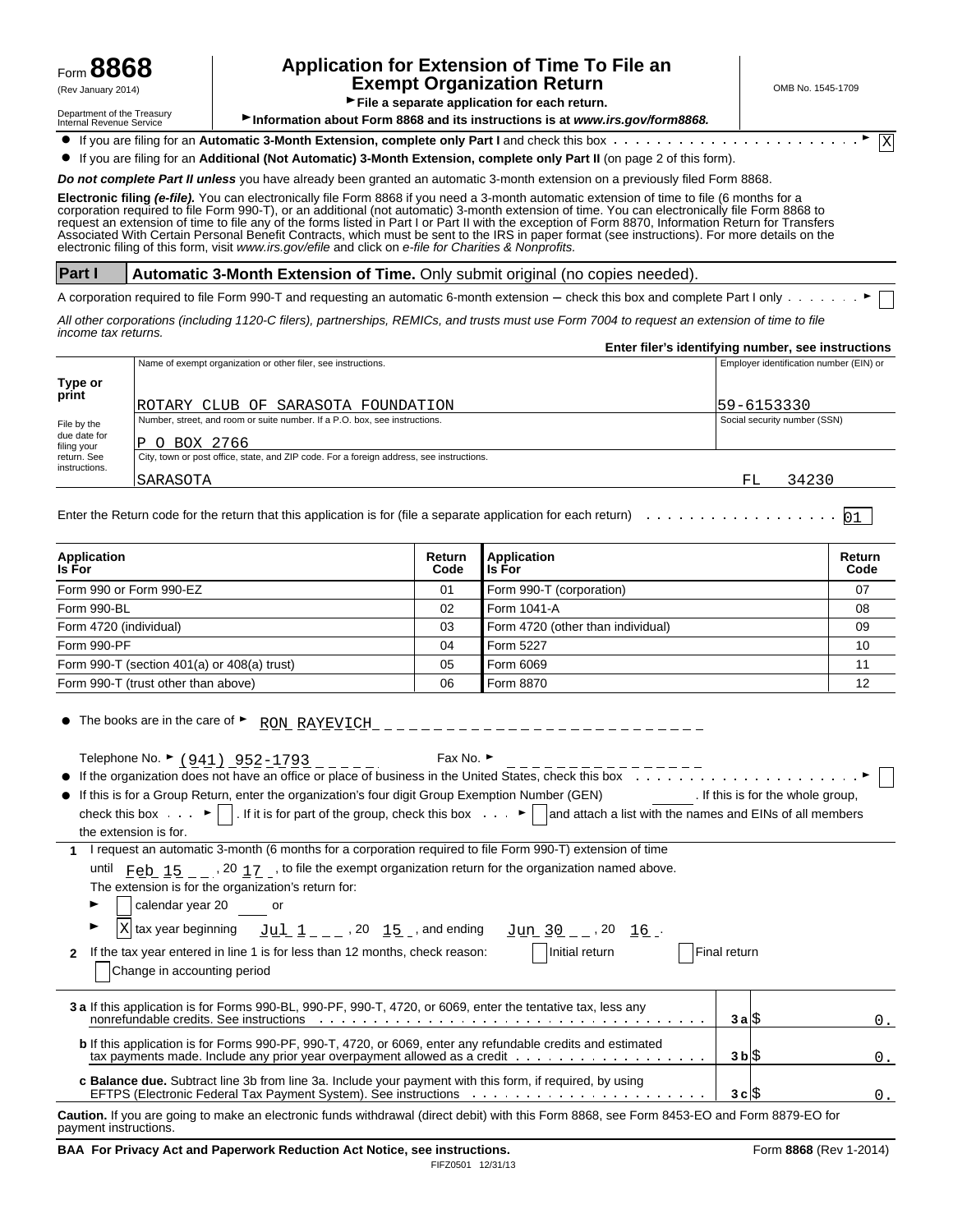Form **8868** (Rev January 2014)

Department of the Treasury
Internal Revenue Service

# Application for Extension of Time To File an Exempt Organization Return

► File a separate application for each return.

► Information about Form 8868 and its instructions is at *www.irs.gov/form8868.*

OMB No. 1545-1709

- If you are filing for an **Automatic 3-Month Extension, complete only Part I** and check this box ► X
- If you are filing for an **Additional (Not Automatic) 3-Month Extension, complete only Part II** (on page 2 of this form).

***Do not complete Part II unless*** you have already been granted an automatic 3-month extension on a previously filed Form 8868.

**Electronic filing *(e-file).*** You can electronically file Form 8868 if you need a 3-month automatic extension of time to file (6 months for a corporation required to file Form 990-T), or an additional (not automatic) 3-month extension of time. You can electronically file Form 8868 to request an extension of time to file any of the forms listed in Part I or Part II with the exception of Form 8870, Information Return for Transfers Associated With Certain Personal Benefit Contracts, which must be sent to the IRS in paper format (see instructions). For more details on the electronic filing of this form, visit *www.irs.gov/efile* and click on *e-file for Charities & Nonprofits.*

## Part I — Automatic 3-Month Extension of Time. Only submit original (no copies needed).

A corporation required to file Form 990-T and requesting an automatic 6-month extension – check this box and complete Part I only ► ☐

*All other corporations (including 1120-C filers), partnerships, REMICs, and trusts must use Form 7004 to request an extension of time to file income tax returns.*

**Enter filer's identifying number, see instructions**

**Type or print**

File by the due date for filing your return. See instructions.

Name of exempt organization or other filer, see instructions: ROTARY CLUB OF SARASOTA FOUNDATION

Employer identification number (EIN) or: 59-6153330

Number, street, and room or suite number. If a P.O. box, see instructions: P O BOX 2766

Social security number (SSN):

City, town or post office, state, and ZIP code. For a foreign address, see instructions: SARASOTA FL 34230

Enter the Return code for the return that this application is for (file a separate application for each return) 01

| Application Is For | Return Code | Application Is For | Return Code |
|---|---|---|---|
| Form 990 or Form 990-EZ | 01 | Form 990-T (corporation) | 07 |
| Form 990-BL | 02 | Form 1041-A | 08 |
| Form 4720 (individual) | 03 | Form 4720 (other than individual) | 09 |
| Form 990-PF | 04 | Form 5227 | 10 |
| Form 990-T (section 401(a) or 408(a) trust) | 05 | Form 6069 | 11 |
| Form 990-T (trust other than above) | 06 | Form 8870 | 12 |

- The books are in the care of ► RON RAYEVICH

  Telephone No. ► (941) 952-1793  Fax No. ►
- If the organization does not have an office or place of business in the United States, check this box ► ☐
- If this is for a Group Return, enter the organization's four digit Group Exemption Number (GEN) ____. If this is for the whole group, check this box ► ☐. If it is for part of the group, check this box ► ☐ and attach a list with the names and EINs of all members the extension is for.

**1** I request an automatic 3-month (6 months for a corporation required to file Form 990-T) extension of time until Feb 15, 20 17, to file the exempt organization return for the organization named above. The extension is for the organization's return for:

► ☐ calendar year 20 ____ or

► X tax year beginning Jul 1, 20 15, and ending Jun 30, 20 16.

**2** If the tax year entered in line 1 is for less than 12 months, check reason: ☐ Initial return ☐ Final return ☐ Change in accounting period

| | | |
|---|---|---|
| **3a** If this application is for Forms 990-BL, 990-PF, 990-T, 4720, or 6069, enter the tentative tax, less any nonrefundable credits. See instructions | **3a** | $ 0. |
| **b** If this application is for Forms 990-PF, 990-T, 4720, or 6069, enter any refundable credits and estimated tax payments made. Include any prior year overpayment allowed as a credit | **3b** | $ 0. |
| **c Balance due.** Subtract line 3b from line 3a. Include your payment with this form, if required, by using EFTPS (Electronic Federal Tax Payment System). See instructions | **3c** | $ 0. |

**Caution.** If you are going to make an electronic funds withdrawal (direct debit) with this Form 8868, see Form 8453-EO and Form 8879-EO for payment instructions.

**BAA For Privacy Act and Paperwork Reduction Act Notice, see instructions.** Form **8868** (Rev 1-2014)

FIFZ0501 12/31/13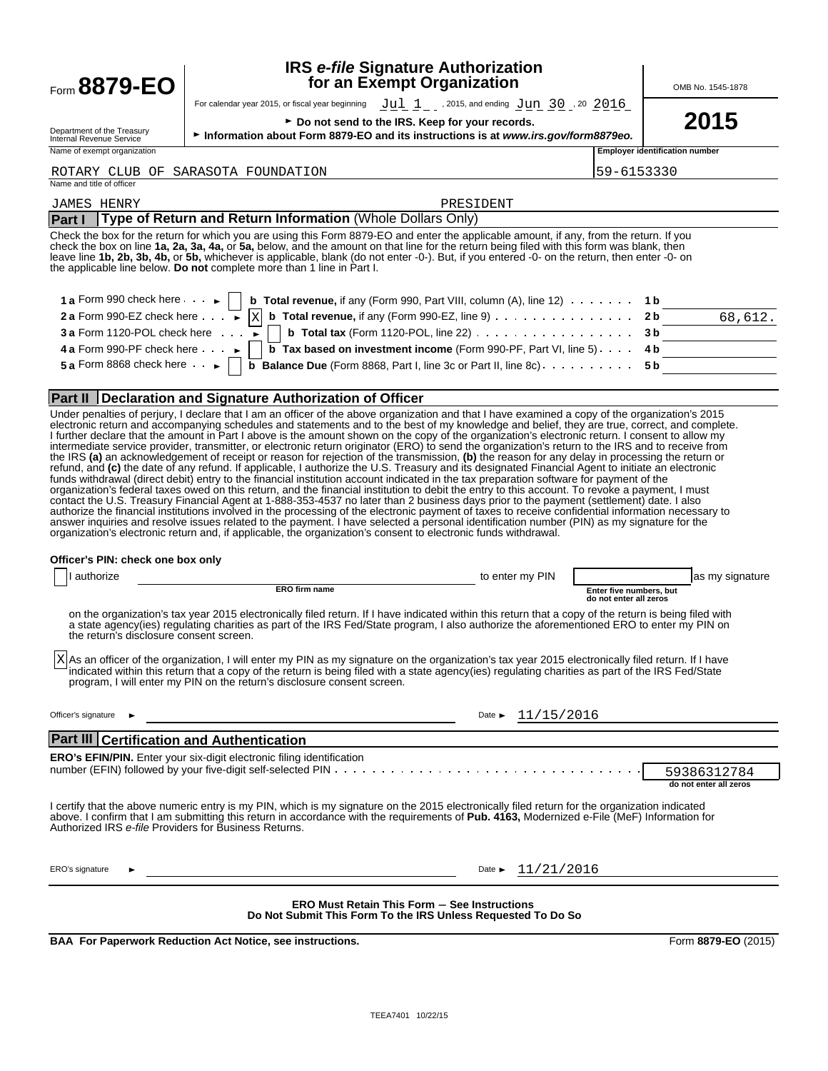Form **8879-EO**

# IRS *e-file* Signature Authorization for an Exempt Organization

OMB No. 1545-1878

**2015**

For calendar year 2015, or fiscal year beginning Jul 1, 2015, and ending Jun 30, 20 2016

► **Do not send to the IRS. Keep for your records.**

► **Information about Form 8879-EO and its instructions is at *www.irs.gov/form8879eo.***

Department of the Treasury
Internal Revenue Service

| Name of exempt organization | Employer identification number |
|---|---|
| ROTARY CLUB OF SARASOTA FOUNDATION | 59-6153330 |

Name and title of officer

JAMES HENRY PRESIDENT

## Part I Type of Return and Return Information (Whole Dollars Only)

Check the box for the return for which you are using this Form 8879-EO and enter the applicable amount, if any, from the return. If you check the box on line **1a, 2a, 3a, 4a,** or **5a,** below, and the amount on that line for the return being filed with this form was blank, then leave line **1b, 2b, 3b, 4b,** or **5b,** whichever is applicable, blank (do not enter -0-). But, if you entered -0- on the return, then enter -0- on the applicable line below. **Do not** complete more than 1 line in Part I.

| | | | |
|---|---|---|---|
| **1 a** Form 990 check here ► [ ] | **b Total revenue,** if any (Form 990, Part VIII, column (A), line 12) | **1 b** | |
| **2 a** Form 990-EZ check here ► [X] | **b Total revenue,** if any (Form 990-EZ, line 9) | **2 b** | 68,612. |
| **3 a** Form 1120-POL check here ► [ ] | **b Total tax** (Form 1120-POL, line 22) | **3 b** | |
| **4 a** Form 990-PF check here ► [ ] | **b Tax based on investment income** (Form 990-PF, Part VI, line 5) | **4 b** | |
| **5 a** Form 8868 check here ► [ ] | **b Balance Due** (Form 8868, Part I, line 3c or Part II, line 8c) | **5 b** | |

## Part II Declaration and Signature Authorization of Officer

Under penalties of perjury, I declare that I am an officer of the above organization and that I have examined a copy of the organization's 2015 electronic return and accompanying schedules and statements and to the best of my knowledge and belief, they are true, correct, and complete. I further declare that the amount in Part I above is the amount shown on the copy of the organization's electronic return. I consent to allow my intermediate service provider, transmitter, or electronic return originator (ERO) to send the organization's return to the IRS and to receive from the IRS **(a)** an acknowledgement of receipt or reason for rejection of the transmission, **(b)** the reason for any delay in processing the return or refund, and **(c)** the date of any refund. If applicable, I authorize the U.S. Treasury and its designated Financial Agent to initiate an electronic funds withdrawal (direct debit) entry to the financial institution account indicated in the tax preparation software for payment of the organization's federal taxes owed on this return, and the financial institution to debit the entry to this account. To revoke a payment, I must contact the U.S. Treasury Financial Agent at 1-888-353-4537 no later than 2 business days prior to the payment (settlement) date. I also authorize the financial institutions involved in the processing of the electronic payment of taxes to receive confidential information necessary to answer inquiries and resolve issues related to the payment. I have selected a personal identification number (PIN) as my signature for the organization's electronic return and, if applicable, the organization's consent to electronic funds withdrawal.

**Officer's PIN: check one box only**

[ ] I authorize ____________________ (ERO firm name) to enter my PIN ________ (Enter five numbers, but do not enter all zeros) as my signature on the organization's tax year 2015 electronically filed return. If I have indicated within this return that a copy of the return is being filed with a state agency(ies) regulating charities as part of the IRS Fed/State program, I also authorize the aforementioned ERO to enter my PIN on the return's disclosure consent screen.

[X] As an officer of the organization, I will enter my PIN as my signature on the organization's tax year 2015 electronically filed return. If I have indicated within this return that a copy of the return is being filed with a state agency(ies) regulating charities as part of the IRS Fed/State program, I will enter my PIN on the return's disclosure consent screen.

Officer's signature ► ____________________ Date ► 11/15/2016

## Part III Certification and Authentication

**ERO's EFIN/PIN.** Enter your six-digit electronic filing identification number (EFIN) followed by your five-digit self-selected PIN: 59386312784 (do not enter all zeros)

I certify that the above numeric entry is my PIN, which is my signature on the 2015 electronically filed return for the organization indicated above. I confirm that I am submitting this return in accordance with the requirements of **Pub. 4163,** Modernized e-File (MeF) Information for Authorized IRS *e-file* Providers for Business Returns.

ERO's signature ► ____________________ Date ► 11/21/2016

**ERO Must Retain This Form – See Instructions**
**Do Not Submit This Form To the IRS Unless Requested To Do So**

**BAA For Paperwork Reduction Act Notice, see instructions.** Form **8879-EO** (2015)

TEEA7401 10/22/15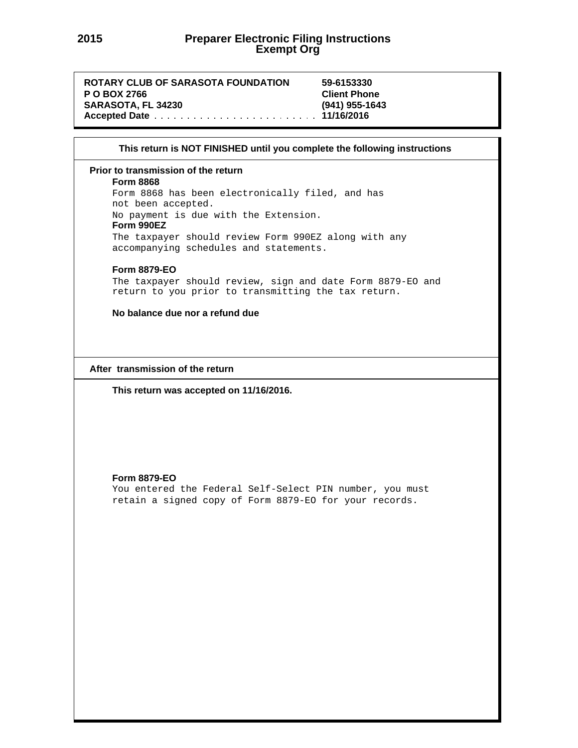# 2015 Preparer Electronic Filing Instructions
## Exempt Org

**ROTARY CLUB OF SARASOTA FOUNDATION** **59-6153330**
**P O BOX 2766** **Client Phone**
**SARASOTA, FL 34230** **(941) 955-1643**
**Accepted Date . . . . . . . . . . . . . . . . . . . . . . . . 11/16/2016**

**This return is NOT FINISHED until you complete the following instructions**

**Prior to transmission of the return**

**Form 8868**

Form 8868 has been electronically filed, and has not been accepted.
No payment is due with the Extension.

**Form 990EZ**

The taxpayer should review Form 990EZ along with any accompanying schedules and statements.

**Form 8879-EO**

The taxpayer should review, sign and date Form 8879-EO and return to you prior to transmitting the tax return.

**No balance due nor a refund due**

**After transmission of the return**

**This return was accepted on 11/16/2016.**

**Form 8879-EO**

You entered the Federal Self-Select PIN number, you must retain a signed copy of Form 8879-EO for your records.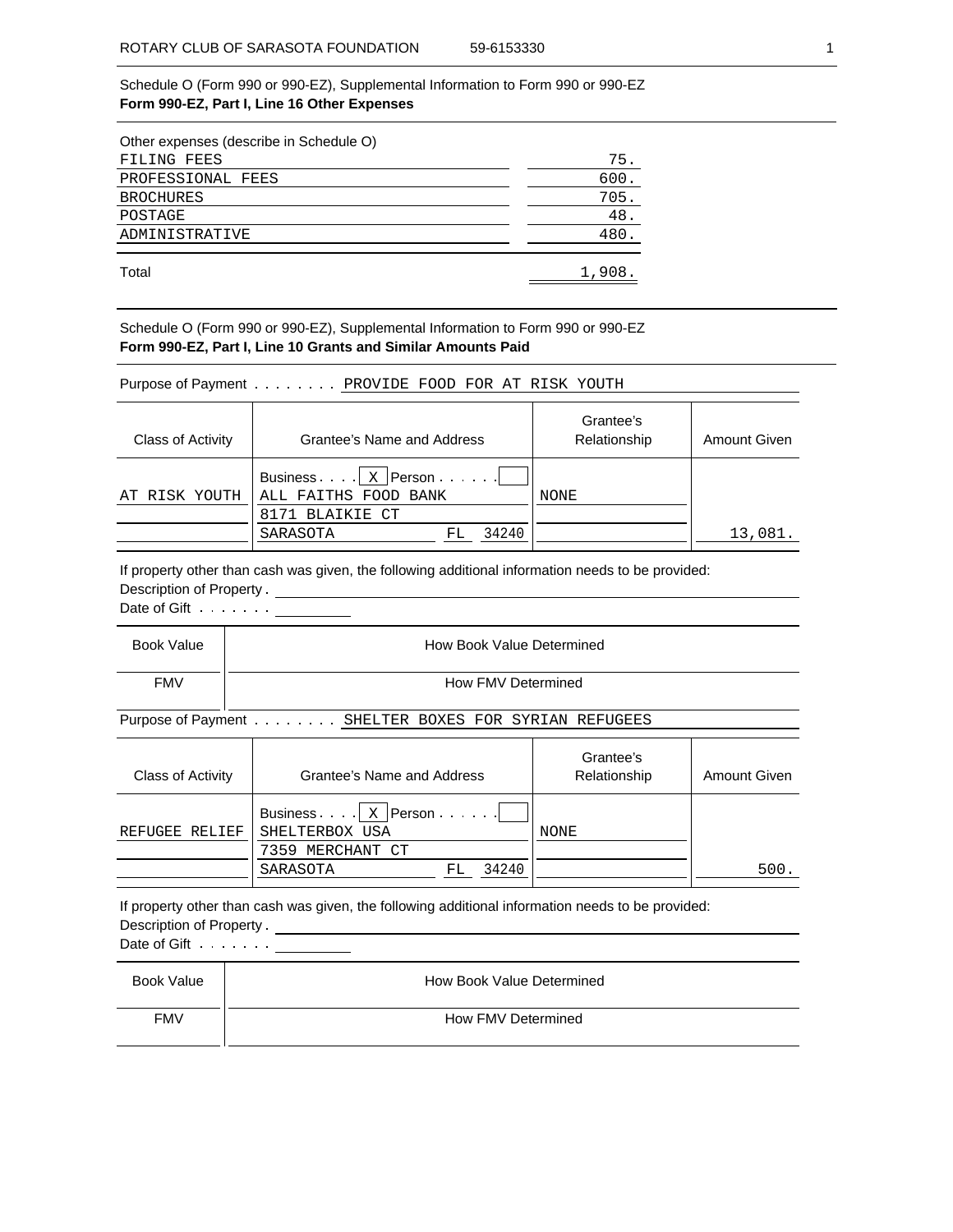ROTARY CLUB OF SARASOTA FOUNDATION 59-6153330

Schedule O (Form 990 or 990-EZ), Supplemental Information to Form 990 or 990-EZ
**Form 990-EZ, Part I, Line 16 Other Expenses**

| Other expenses (describe in Schedule O) | |
|---|---|
| FILING FEES | 75. |
| PROFESSIONAL FEES | 600. |
| BROCHURES | 705. |
| POSTAGE | 48. |
| ADMINISTRATIVE | 480. |
| Total | 1,908. |

Schedule O (Form 990 or 990-EZ), Supplemental Information to Form 990 or 990-EZ
**Form 990-EZ, Part I, Line 10 Grants and Similar Amounts Paid**

Purpose of Payment . . . . . . . . PROVIDE FOOD FOR AT RISK YOUTH

| Class of Activity | Grantee's Name and Address | Grantee's Relationship | Amount Given |
|---|---|---|---|
| AT RISK YOUTH | Business . . . . [X] Person . . . . . . [ ]<br>ALL FAITHS FOOD BANK<br>8171 BLAIKIE CT<br>SARASOTA FL 34240 | NONE | 13,081. |

If property other than cash was given, the following additional information needs to be provided:
Description of Property .
Date of Gift . . . . . . .

| Book Value | How Book Value Determined |
|---|---|
| FMV | How FMV Determined |

Purpose of Payment . . . . . . . . SHELTER BOXES FOR SYRIAN REFUGEES

| Class of Activity | Grantee's Name and Address | Grantee's Relationship | Amount Given |
|---|---|---|---|
| REFUGEE RELIEF | Business . . . . [X] Person . . . . . . [ ]<br>SHELTERBOX USA<br>7359 MERCHANT CT<br>SARASOTA FL 34240 | NONE | 500. |

If property other than cash was given, the following additional information needs to be provided:
Description of Property .
Date of Gift . . . . . . .

| Book Value | How Book Value Determined |
|---|---|
| FMV | How FMV Determined |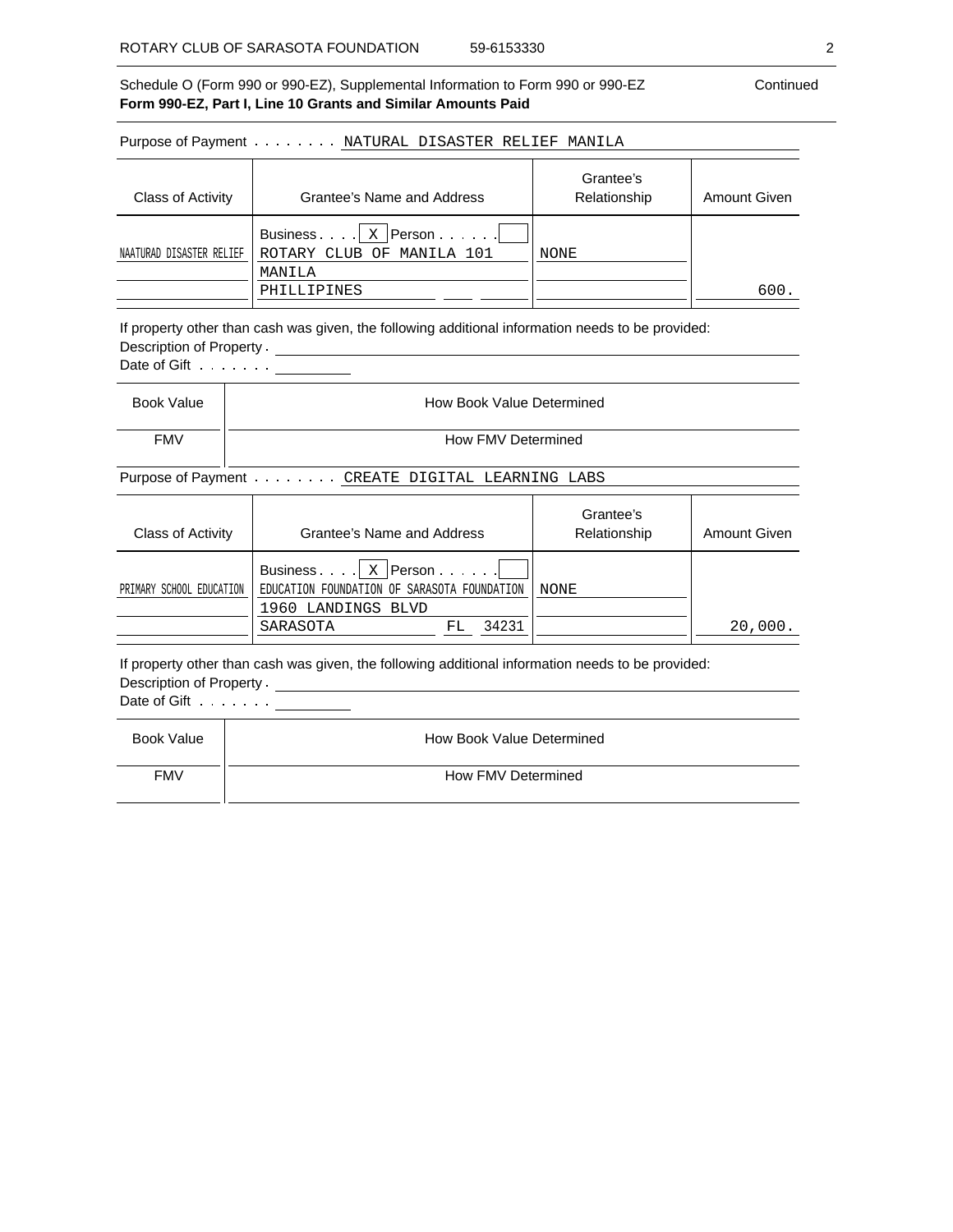Schedule O (Form 990 or 990-EZ), Supplemental Information to Form 990 or 990-EZ Continued

**Form 990-EZ, Part I, Line 10 Grants and Similar Amounts Paid**

Purpose of Payment . . . . . . . . NATURAL DISASTER RELIEF MANILA

| Class of Activity | Grantee's Name and Address | Grantee's Relationship | Amount Given |
|---|---|---|---|
| NAATURAD DISASTER RELIEF | Business . . . . [X] Person . . . . . . [ ]<br>ROTARY CLUB OF MANILA 101<br>MANILA<br>PHILLIPINES | NONE | 600. |

If property other than cash was given, the following additional information needs to be provided:

Description of Property .

Date of Gift . . . . . . .

| Book Value | How Book Value Determined |
|---|---|
| FMV | How FMV Determined |

Purpose of Payment . . . . . . . . CREATE DIGITAL LEARNING LABS

| Class of Activity | Grantee's Name and Address | Grantee's Relationship | Amount Given |
|---|---|---|---|
| PRIMARY SCHOOL EDUCATION | Business . . . . [X] Person . . . . . . [ ]<br>EDUCATION FOUNDATION OF SARASOTA FOUNDATION<br>1960 LANDINGS BLVD<br>SARASOTA FL 34231 | NONE | 20,000. |

If property other than cash was given, the following additional information needs to be provided:

Description of Property .

Date of Gift . . . . . . .

| Book Value | How Book Value Determined |
|---|---|
| FMV | How FMV Determined |